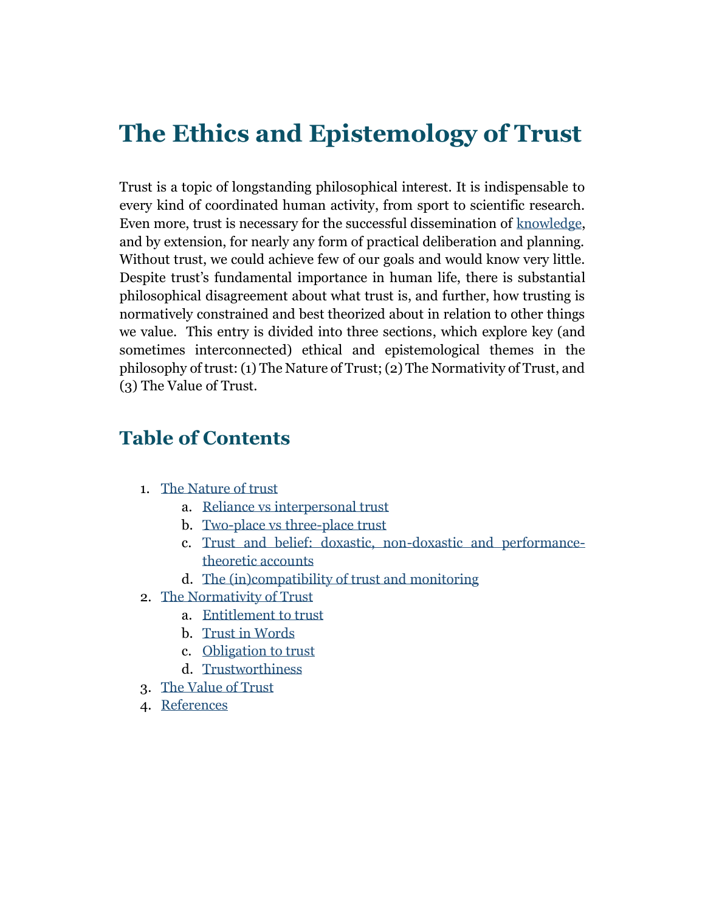# The Ethics and Epistemology of Trust

Trust is a topic of longstanding philosophical interest. It is indispensable to every kind of coordinated human activity, from sport to scientific research. Even more, trust is necessary for the successful dissemination of knowledge, and by extension, for nearly any form of practical deliberation and planning. Without trust, we could achieve few of our goals and would know very little. Despite trust's fundamental importance in human life, there is substantial philosophical disagreement about what trust is, and further, how trusting is normatively constrained and best theorized about in relation to other things we value. This entry is divided into three sections, which explore key (and sometimes interconnected) ethical and epistemological themes in the philosophy of trust: (1) The Nature of Trust; (2) The Normativity of Trust, and (3) The Value of Trust.

## Table of Contents

1. The Nature of trust
    a. Reliance vs interpersonal trust
    b. Two-place vs three-place trust
    c. Trust and belief: doxastic, non-doxastic and performance-theoretic accounts
    d. The (in)compatibility of trust and monitoring
2. The Normativity of Trust
    a. Entitlement to trust
    b. Trust in Words
    c. Obligation to trust
    d. Trustworthiness
3. The Value of Trust
4. References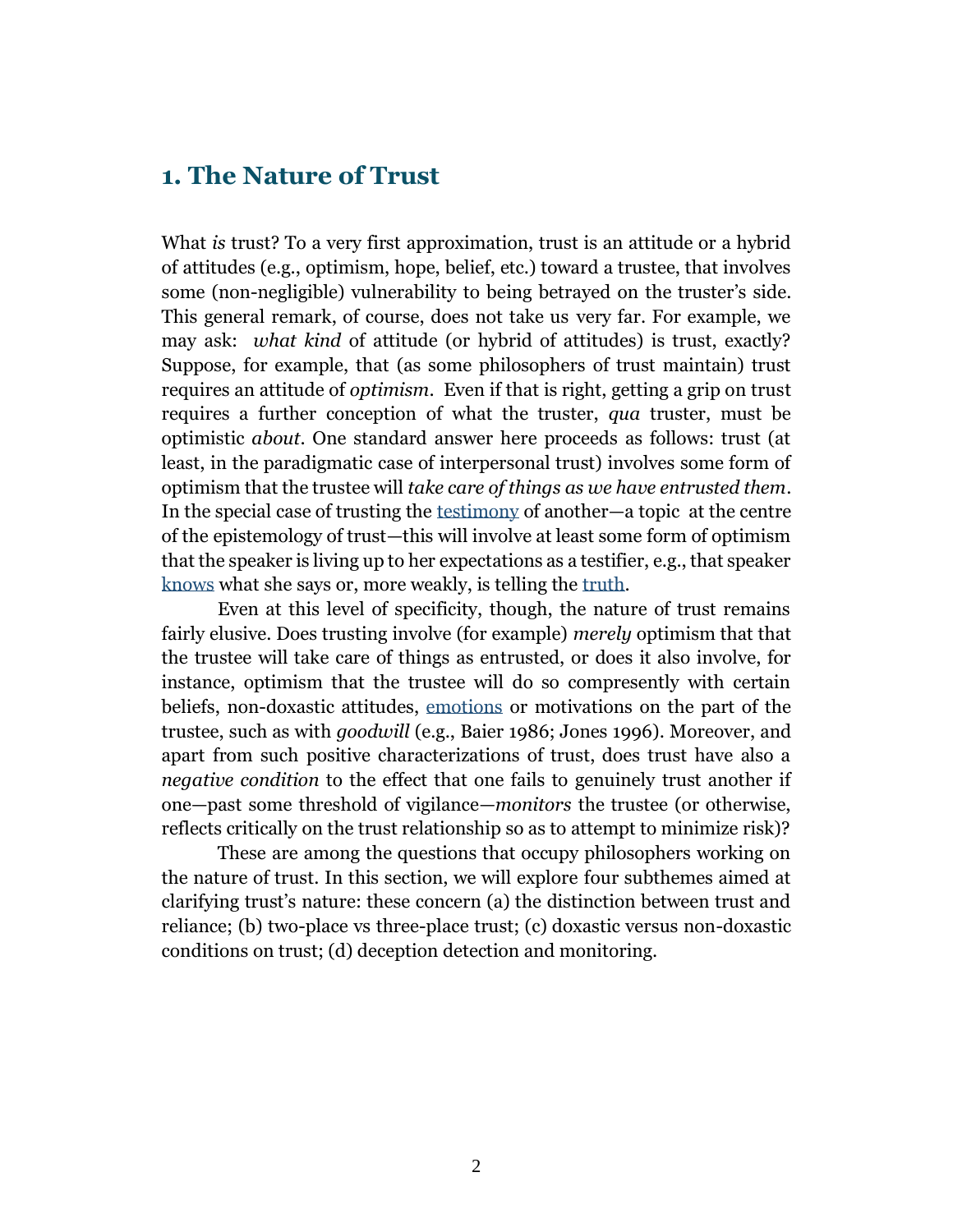## 1. The Nature of Trust

What *is* trust? To a very first approximation, trust is an attitude or a hybrid of attitudes (e.g., optimism, hope, belief, etc.) toward a trustee, that involves some (non-negligible) vulnerability to being betrayed on the truster's side. This general remark, of course, does not take us very far. For example, we may ask: *what kind* of attitude (or hybrid of attitudes) is trust, exactly? Suppose, for example, that (as some philosophers of trust maintain) trust requires an attitude of *optimism*. Even if that is right, getting a grip on trust requires a further conception of what the truster, *qua* truster, must be optimistic *about*. One standard answer here proceeds as follows: trust (at least, in the paradigmatic case of interpersonal trust) involves some form of optimism that the trustee will *take care of things as we have entrusted them*. In the special case of trusting the testimony of another—a topic at the centre of the epistemology of trust—this will involve at least some form of optimism that the speaker is living up to her expectations as a testifier, e.g., that speaker knows what she says or, more weakly, is telling the truth.

Even at this level of specificity, though, the nature of trust remains fairly elusive. Does trusting involve (for example) *merely* optimism that that the trustee will take care of things as entrusted, or does it also involve, for instance, optimism that the trustee will do so compresently with certain beliefs, non-doxastic attitudes, emotions or motivations on the part of the trustee, such as with *goodwill* (e.g., Baier 1986; Jones 1996). Moreover, and apart from such positive characterizations of trust, does trust have also a *negative condition* to the effect that one fails to genuinely trust another if one—past some threshold of vigilance—*monitors* the trustee (or otherwise, reflects critically on the trust relationship so as to attempt to minimize risk)?

These are among the questions that occupy philosophers working on the nature of trust. In this section, we will explore four subthemes aimed at clarifying trust's nature: these concern (a) the distinction between trust and reliance; (b) two-place vs three-place trust; (c) doxastic versus non-doxastic conditions on trust; (d) deception detection and monitoring.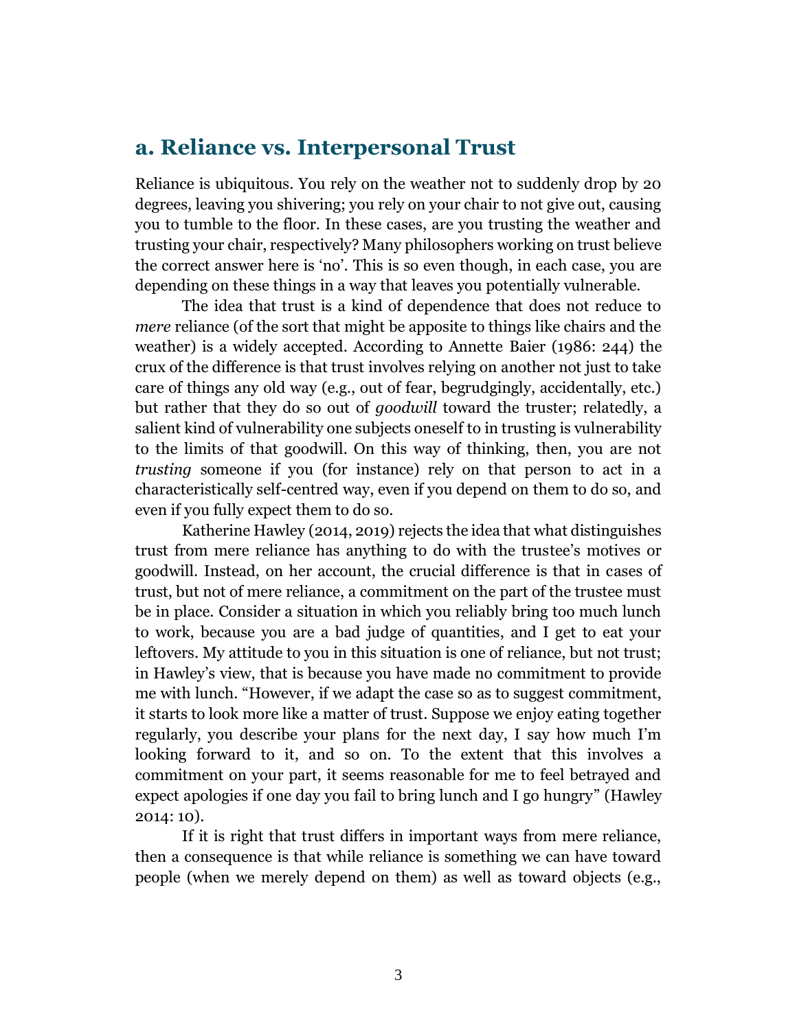## a. Reliance vs. Interpersonal Trust

Reliance is ubiquitous. You rely on the weather not to suddenly drop by 20 degrees, leaving you shivering; you rely on your chair to not give out, causing you to tumble to the floor. In these cases, are you trusting the weather and trusting your chair, respectively? Many philosophers working on trust believe the correct answer here is 'no'. This is so even though, in each case, you are depending on these things in a way that leaves you potentially vulnerable.

The idea that trust is a kind of dependence that does not reduce to *mere* reliance (of the sort that might be apposite to things like chairs and the weather) is a widely accepted. According to Annette Baier (1986: 244) the crux of the difference is that trust involves relying on another not just to take care of things any old way (e.g., out of fear, begrudgingly, accidentally, etc.) but rather that they do so out of *goodwill* toward the truster; relatedly, a salient kind of vulnerability one subjects oneself to in trusting is vulnerability to the limits of that goodwill. On this way of thinking, then, you are not *trusting* someone if you (for instance) rely on that person to act in a characteristically self-centred way, even if you depend on them to do so, and even if you fully expect them to do so.

Katherine Hawley (2014, 2019) rejects the idea that what distinguishes trust from mere reliance has anything to do with the trustee's motives or goodwill. Instead, on her account, the crucial difference is that in cases of trust, but not of mere reliance, a commitment on the part of the trustee must be in place. Consider a situation in which you reliably bring too much lunch to work, because you are a bad judge of quantities, and I get to eat your leftovers. My attitude to you in this situation is one of reliance, but not trust; in Hawley's view, that is because you have made no commitment to provide me with lunch. "However, if we adapt the case so as to suggest commitment, it starts to look more like a matter of trust. Suppose we enjoy eating together regularly, you describe your plans for the next day, I say how much I'm looking forward to it, and so on. To the extent that this involves a commitment on your part, it seems reasonable for me to feel betrayed and expect apologies if one day you fail to bring lunch and I go hungry" (Hawley 2014: 10).

If it is right that trust differs in important ways from mere reliance, then a consequence is that while reliance is something we can have toward people (when we merely depend on them) as well as toward objects (e.g.,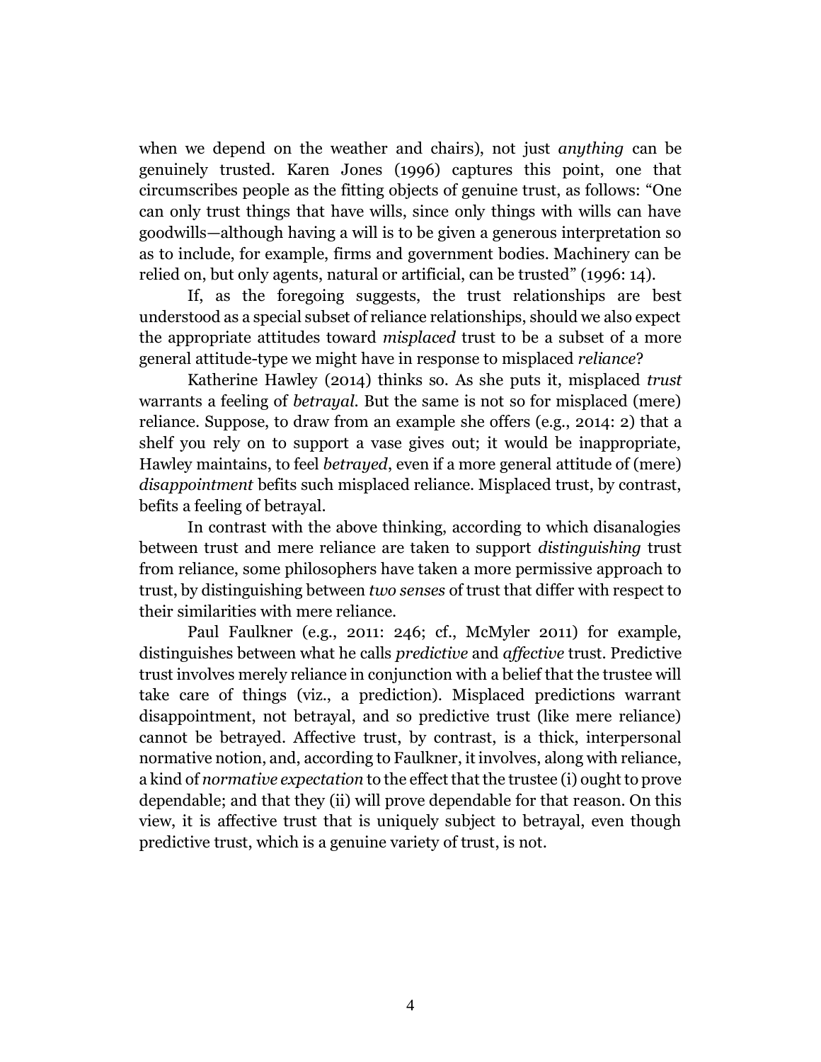when we depend on the weather and chairs), not just *anything* can be genuinely trusted. Karen Jones (1996) captures this point, one that circumscribes people as the fitting objects of genuine trust, as follows: "One can only trust things that have wills, since only things with wills can have goodwills—although having a will is to be given a generous interpretation so as to include, for example, firms and government bodies. Machinery can be relied on, but only agents, natural or artificial, can be trusted" (1996: 14).

If, as the foregoing suggests, the trust relationships are best understood as a special subset of reliance relationships, should we also expect the appropriate attitudes toward *misplaced* trust to be a subset of a more general attitude-type we might have in response to misplaced *reliance*?

Katherine Hawley (2014) thinks so. As she puts it, misplaced *trust* warrants a feeling of *betrayal*. But the same is not so for misplaced (mere) reliance. Suppose, to draw from an example she offers (e.g., 2014: 2) that a shelf you rely on to support a vase gives out; it would be inappropriate, Hawley maintains, to feel *betrayed*, even if a more general attitude of (mere) *disappointment* befits such misplaced reliance. Misplaced trust, by contrast, befits a feeling of betrayal.

In contrast with the above thinking, according to which disanalogies between trust and mere reliance are taken to support *distinguishing* trust from reliance, some philosophers have taken a more permissive approach to trust, by distinguishing between *two senses* of trust that differ with respect to their similarities with mere reliance.

Paul Faulkner (e.g., 2011: 246; cf., McMyler 2011) for example, distinguishes between what he calls *predictive* and *affective* trust. Predictive trust involves merely reliance in conjunction with a belief that the trustee will take care of things (viz., a prediction). Misplaced predictions warrant disappointment, not betrayal, and so predictive trust (like mere reliance) cannot be betrayed. Affective trust, by contrast, is a thick, interpersonal normative notion, and, according to Faulkner, it involves, along with reliance, a kind of *normative expectation* to the effect that the trustee (i) ought to prove dependable; and that they (ii) will prove dependable for that reason. On this view, it is affective trust that is uniquely subject to betrayal, even though predictive trust, which is a genuine variety of trust, is not.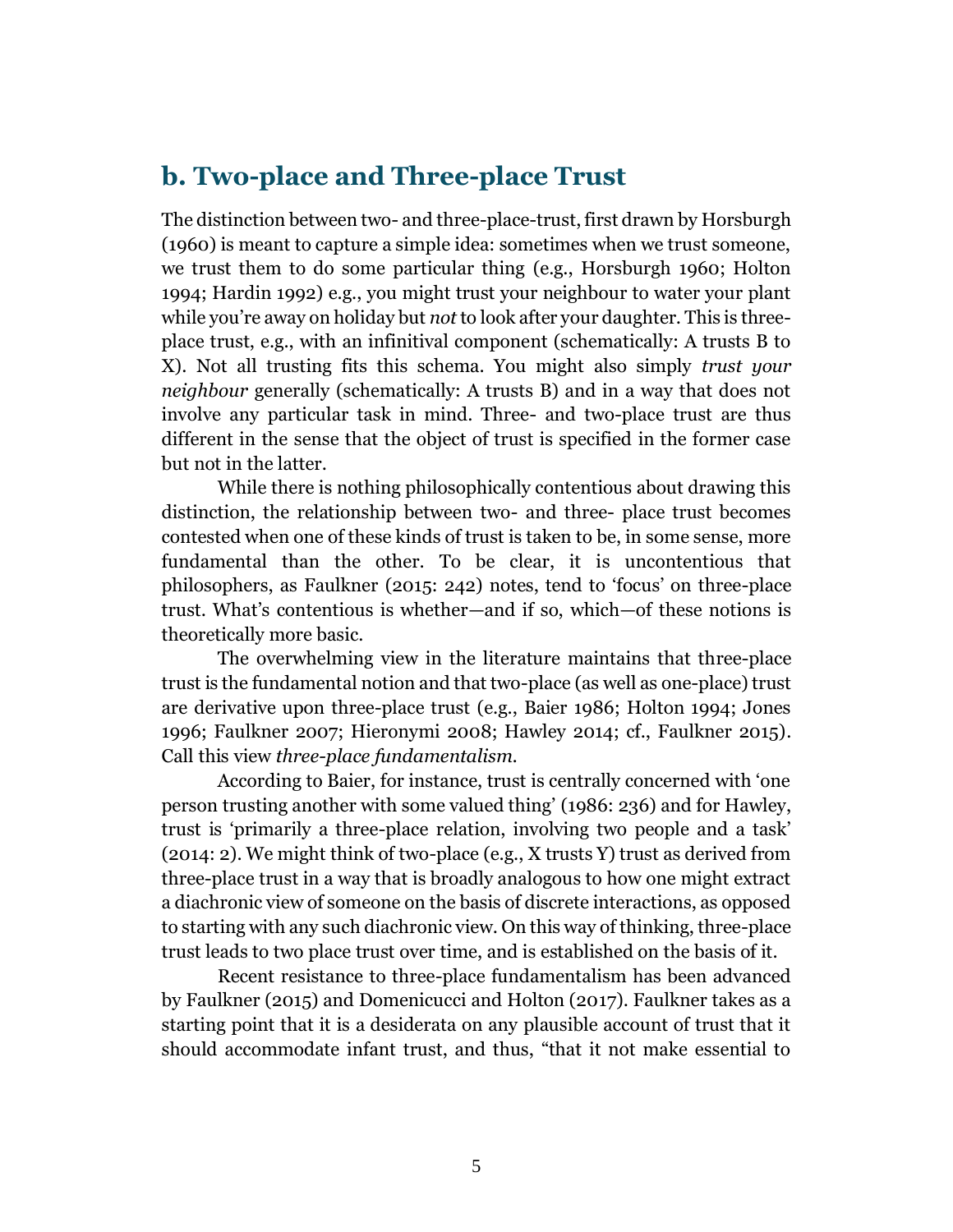## b. Two-place and Three-place Trust

The distinction between two- and three-place-trust, first drawn by Horsburgh (1960) is meant to capture a simple idea: sometimes when we trust someone, we trust them to do some particular thing (e.g., Horsburgh 1960; Holton 1994; Hardin 1992) e.g., you might trust your neighbour to water your plant while you're away on holiday but *not* to look after your daughter. This is three-place trust, e.g., with an infinitival component (schematically: A trusts B to X). Not all trusting fits this schema. You might also simply *trust your neighbour* generally (schematically: A trusts B) and in a way that does not involve any particular task in mind. Three- and two-place trust are thus different in the sense that the object of trust is specified in the former case but not in the latter.

While there is nothing philosophically contentious about drawing this distinction, the relationship between two- and three- place trust becomes contested when one of these kinds of trust is taken to be, in some sense, more fundamental than the other. To be clear, it is uncontentious that philosophers, as Faulkner (2015: 242) notes, tend to 'focus' on three-place trust. What's contentious is whether—and if so, which—of these notions is theoretically more basic.

The overwhelming view in the literature maintains that three-place trust is the fundamental notion and that two-place (as well as one-place) trust are derivative upon three-place trust (e.g., Baier 1986; Holton 1994; Jones 1996; Faulkner 2007; Hieronymi 2008; Hawley 2014; cf., Faulkner 2015). Call this view *three-place fundamentalism*.

According to Baier, for instance, trust is centrally concerned with 'one person trusting another with some valued thing' (1986: 236) and for Hawley, trust is 'primarily a three-place relation, involving two people and a task' (2014: 2). We might think of two-place (e.g., X trusts Y) trust as derived from three-place trust in a way that is broadly analogous to how one might extract a diachronic view of someone on the basis of discrete interactions, as opposed to starting with any such diachronic view. On this way of thinking, three-place trust leads to two place trust over time, and is established on the basis of it.

Recent resistance to three-place fundamentalism has been advanced by Faulkner (2015) and Domenicucci and Holton (2017). Faulkner takes as a starting point that it is a desiderata on any plausible account of trust that it should accommodate infant trust, and thus, "that it not make essential to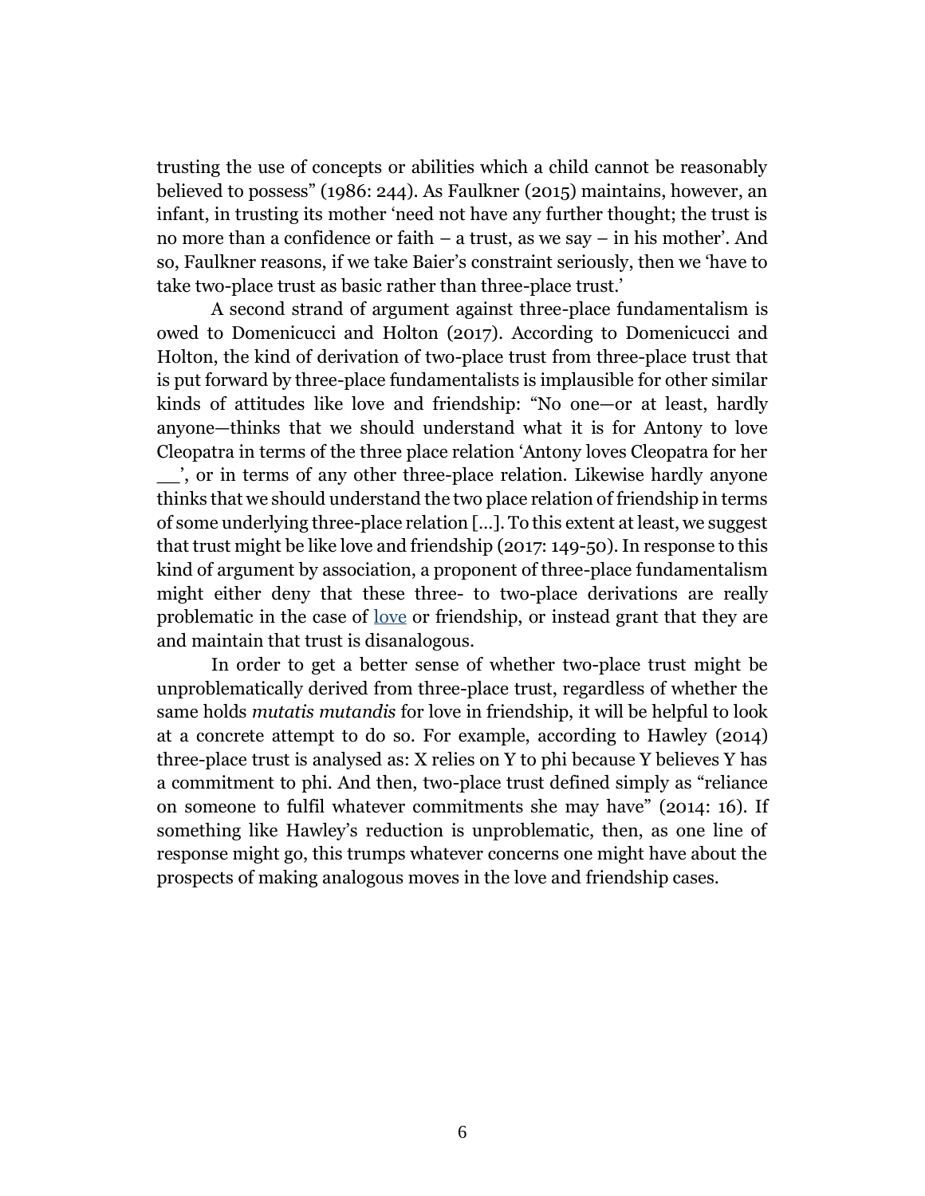trusting the use of concepts or abilities which a child cannot be reasonably believed to possess" (1986: 244). As Faulkner (2015) maintains, however, an infant, in trusting its mother 'need not have any further thought; the trust is no more than a confidence or faith – a trust, as we say – in his mother'. And so, Faulkner reasons, if we take Baier's constraint seriously, then we 'have to take two-place trust as basic rather than three-place trust.'

A second strand of argument against three-place fundamentalism is owed to Domenicucci and Holton (2017). According to Domenicucci and Holton, the kind of derivation of two-place trust from three-place trust that is put forward by three-place fundamentalists is implausible for other similar kinds of attitudes like love and friendship: "No one—or at least, hardly anyone—thinks that we should understand what it is for Antony to love Cleopatra in terms of the three place relation 'Antony loves Cleopatra for her __', or in terms of any other three-place relation. Likewise hardly anyone thinks that we should understand the two place relation of friendship in terms of some underlying three-place relation [...]. To this extent at least, we suggest that trust might be like love and friendship (2017: 149-50). In response to this kind of argument by association, a proponent of three-place fundamentalism might either deny that these three- to two-place derivations are really problematic in the case of love or friendship, or instead grant that they are and maintain that trust is disanalogous.

In order to get a better sense of whether two-place trust might be unproblematically derived from three-place trust, regardless of whether the same holds *mutatis mutandis* for love in friendship, it will be helpful to look at a concrete attempt to do so. For example, according to Hawley (2014) three-place trust is analysed as: X relies on Y to phi because Y believes Y has a commitment to phi. And then, two-place trust defined simply as "reliance on someone to fulfil whatever commitments she may have" (2014: 16). If something like Hawley's reduction is unproblematic, then, as one line of response might go, this trumps whatever concerns one might have about the prospects of making analogous moves in the love and friendship cases.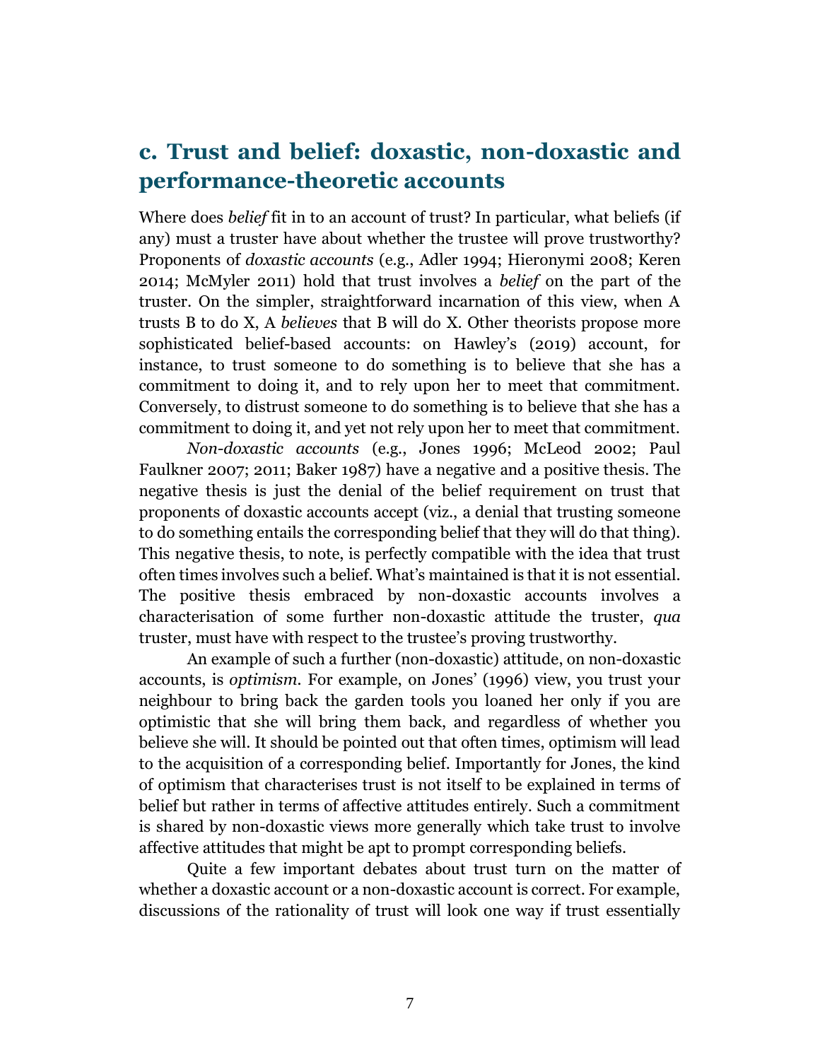## c. Trust and belief: doxastic, non-doxastic and performance-theoretic accounts

Where does *belief* fit in to an account of trust? In particular, what beliefs (if any) must a truster have about whether the trustee will prove trustworthy? Proponents of *doxastic accounts* (e.g., Adler 1994; Hieronymi 2008; Keren 2014; McMyler 2011) hold that trust involves a *belief* on the part of the truster. On the simpler, straightforward incarnation of this view, when A trusts B to do X, A *believes* that B will do X. Other theorists propose more sophisticated belief-based accounts: on Hawley's (2019) account, for instance, to trust someone to do something is to believe that she has a commitment to doing it, and to rely upon her to meet that commitment. Conversely, to distrust someone to do something is to believe that she has a commitment to doing it, and yet not rely upon her to meet that commitment.

*Non-doxastic accounts* (e.g., Jones 1996; McLeod 2002; Paul Faulkner 2007; 2011; Baker 1987) have a negative and a positive thesis. The negative thesis is just the denial of the belief requirement on trust that proponents of doxastic accounts accept (viz., a denial that trusting someone to do something entails the corresponding belief that they will do that thing). This negative thesis, to note, is perfectly compatible with the idea that trust often times involves such a belief. What's maintained is that it is not essential. The positive thesis embraced by non-doxastic accounts involves a characterisation of some further non-doxastic attitude the truster, *qua* truster, must have with respect to the trustee's proving trustworthy.

An example of such a further (non-doxastic) attitude, on non-doxastic accounts, is *optimism*. For example, on Jones' (1996) view, you trust your neighbour to bring back the garden tools you loaned her only if you are optimistic that she will bring them back, and regardless of whether you believe she will. It should be pointed out that often times, optimism will lead to the acquisition of a corresponding belief. Importantly for Jones, the kind of optimism that characterises trust is not itself to be explained in terms of belief but rather in terms of affective attitudes entirely. Such a commitment is shared by non-doxastic views more generally which take trust to involve affective attitudes that might be apt to prompt corresponding beliefs.

Quite a few important debates about trust turn on the matter of whether a doxastic account or a non-doxastic account is correct. For example, discussions of the rationality of trust will look one way if trust essentially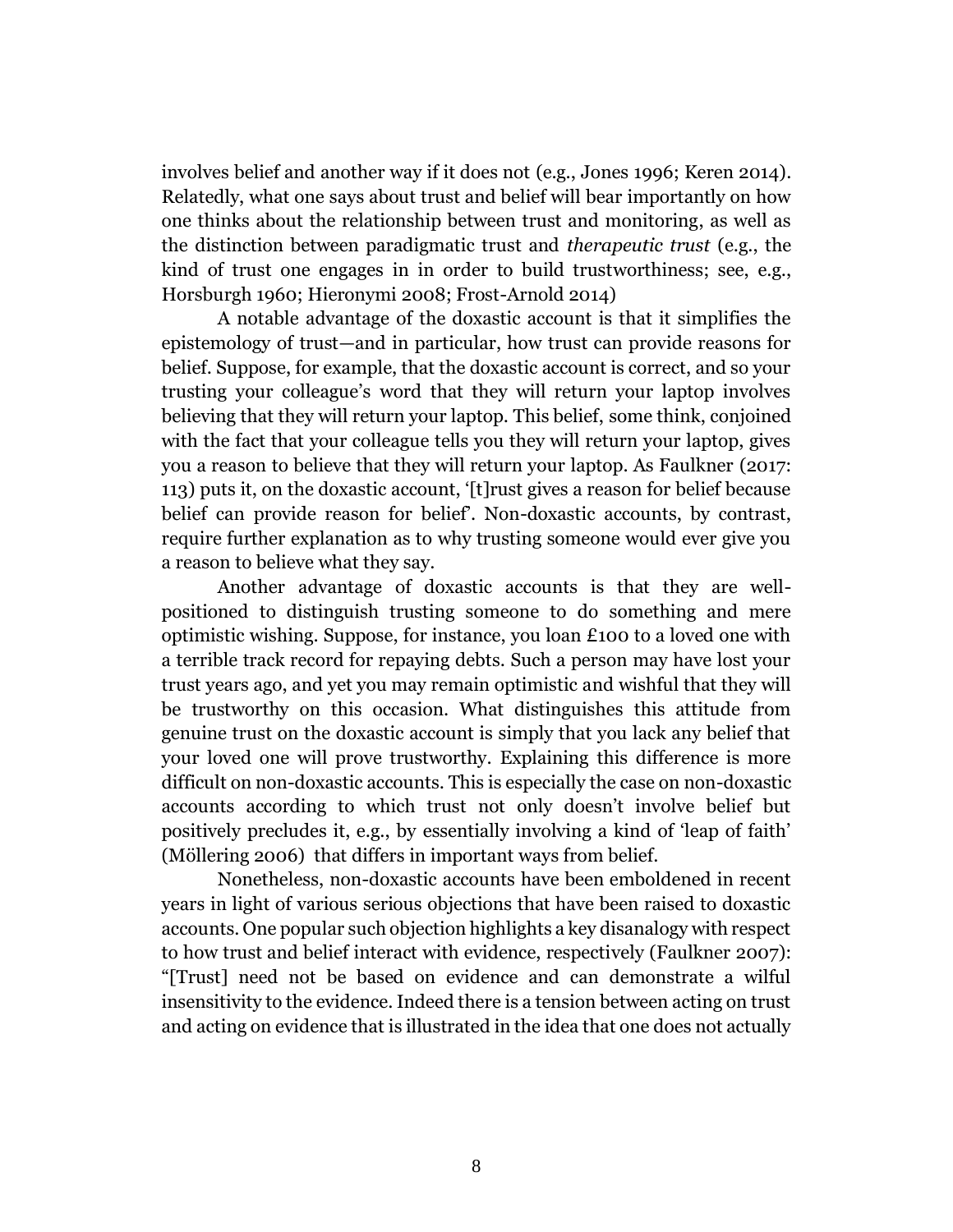involves belief and another way if it does not (e.g., Jones 1996; Keren 2014). Relatedly, what one says about trust and belief will bear importantly on how one thinks about the relationship between trust and monitoring, as well as the distinction between paradigmatic trust and *therapeutic trust* (e.g., the kind of trust one engages in in order to build trustworthiness; see, e.g., Horsburgh 1960; Hieronymi 2008; Frost-Arnold 2014)

A notable advantage of the doxastic account is that it simplifies the epistemology of trust—and in particular, how trust can provide reasons for belief. Suppose, for example, that the doxastic account is correct, and so your trusting your colleague's word that they will return your laptop involves believing that they will return your laptop. This belief, some think, conjoined with the fact that your colleague tells you they will return your laptop, gives you a reason to believe that they will return your laptop. As Faulkner (2017: 113) puts it, on the doxastic account, '[t]rust gives a reason for belief because belief can provide reason for belief'. Non-doxastic accounts, by contrast, require further explanation as to why trusting someone would ever give you a reason to believe what they say.

Another advantage of doxastic accounts is that they are well-positioned to distinguish trusting someone to do something and mere optimistic wishing. Suppose, for instance, you loan £100 to a loved one with a terrible track record for repaying debts. Such a person may have lost your trust years ago, and yet you may remain optimistic and wishful that they will be trustworthy on this occasion. What distinguishes this attitude from genuine trust on the doxastic account is simply that you lack any belief that your loved one will prove trustworthy. Explaining this difference is more difficult on non-doxastic accounts. This is especially the case on non-doxastic accounts according to which trust not only doesn't involve belief but positively precludes it, e.g., by essentially involving a kind of 'leap of faith' (Möllering 2006) that differs in important ways from belief.

Nonetheless, non-doxastic accounts have been emboldened in recent years in light of various serious objections that have been raised to doxastic accounts. One popular such objection highlights a key disanalogy with respect to how trust and belief interact with evidence, respectively (Faulkner 2007): "[Trust] need not be based on evidence and can demonstrate a wilful insensitivity to the evidence. Indeed there is a tension between acting on trust and acting on evidence that is illustrated in the idea that one does not actually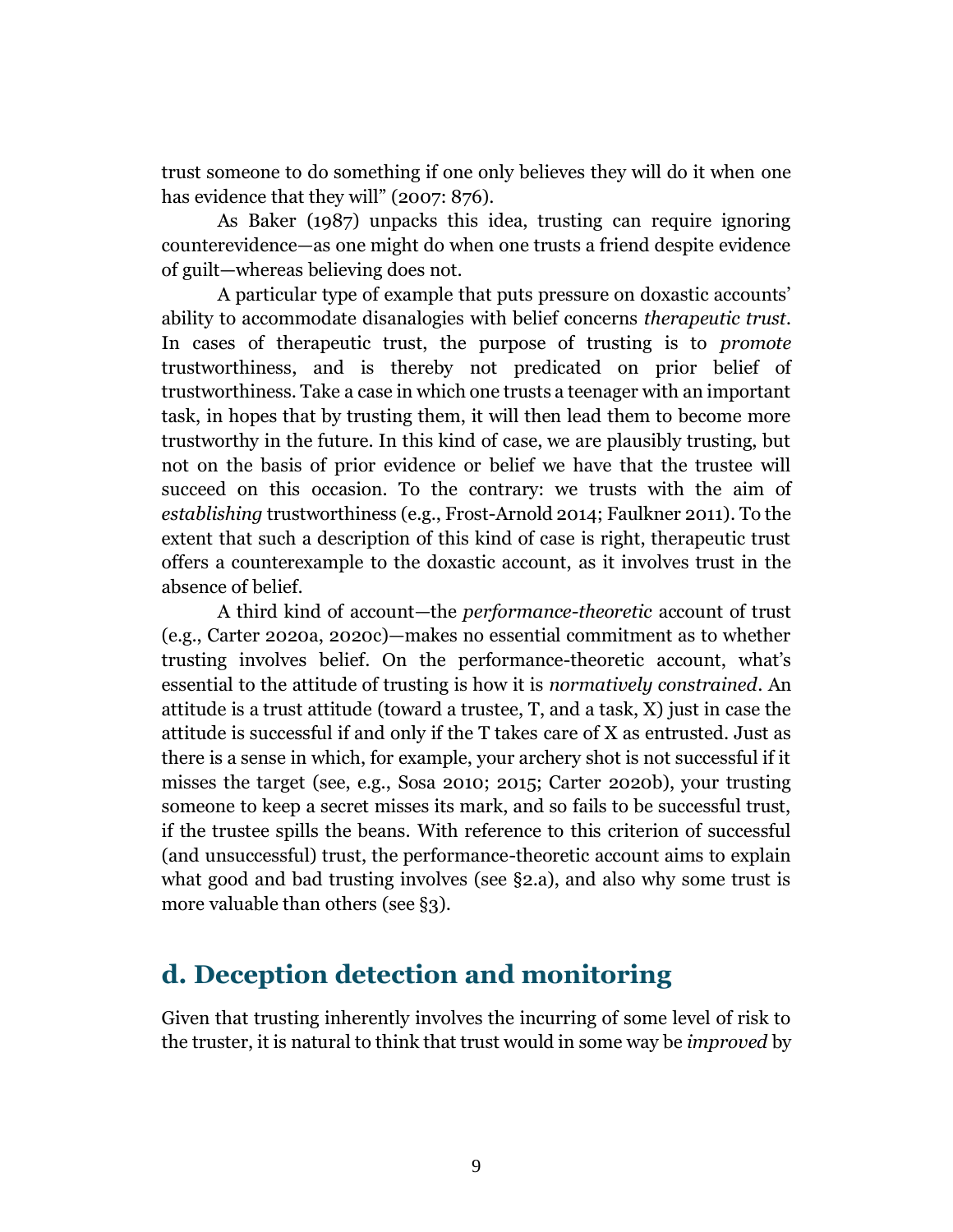trust someone to do something if one only believes they will do it when one has evidence that they will" (2007: 876).

As Baker (1987) unpacks this idea, trusting can require ignoring counterevidence—as one might do when one trusts a friend despite evidence of guilt—whereas believing does not.

A particular type of example that puts pressure on doxastic accounts' ability to accommodate disanalogies with belief concerns *therapeutic trust*. In cases of therapeutic trust, the purpose of trusting is to *promote* trustworthiness, and is thereby not predicated on prior belief of trustworthiness. Take a case in which one trusts a teenager with an important task, in hopes that by trusting them, it will then lead them to become more trustworthy in the future. In this kind of case, we are plausibly trusting, but not on the basis of prior evidence or belief we have that the trustee will succeed on this occasion. To the contrary: we trusts with the aim of *establishing* trustworthiness (e.g., Frost-Arnold 2014; Faulkner 2011). To the extent that such a description of this kind of case is right, therapeutic trust offers a counterexample to the doxastic account, as it involves trust in the absence of belief.

A third kind of account—the *performance-theoretic* account of trust (e.g., Carter 2020a, 2020c)—makes no essential commitment as to whether trusting involves belief. On the performance-theoretic account, what's essential to the attitude of trusting is how it is *normatively constrained*. An attitude is a trust attitude (toward a trustee, T, and a task, X) just in case the attitude is successful if and only if the T takes care of X as entrusted. Just as there is a sense in which, for example, your archery shot is not successful if it misses the target (see, e.g., Sosa 2010; 2015; Carter 2020b), your trusting someone to keep a secret misses its mark, and so fails to be successful trust, if the trustee spills the beans. With reference to this criterion of successful (and unsuccessful) trust, the performance-theoretic account aims to explain what good and bad trusting involves (see §2.a), and also why some trust is more valuable than others (see §3).

## d. Deception detection and monitoring

Given that trusting inherently involves the incurring of some level of risk to the truster, it is natural to think that trust would in some way be *improved* by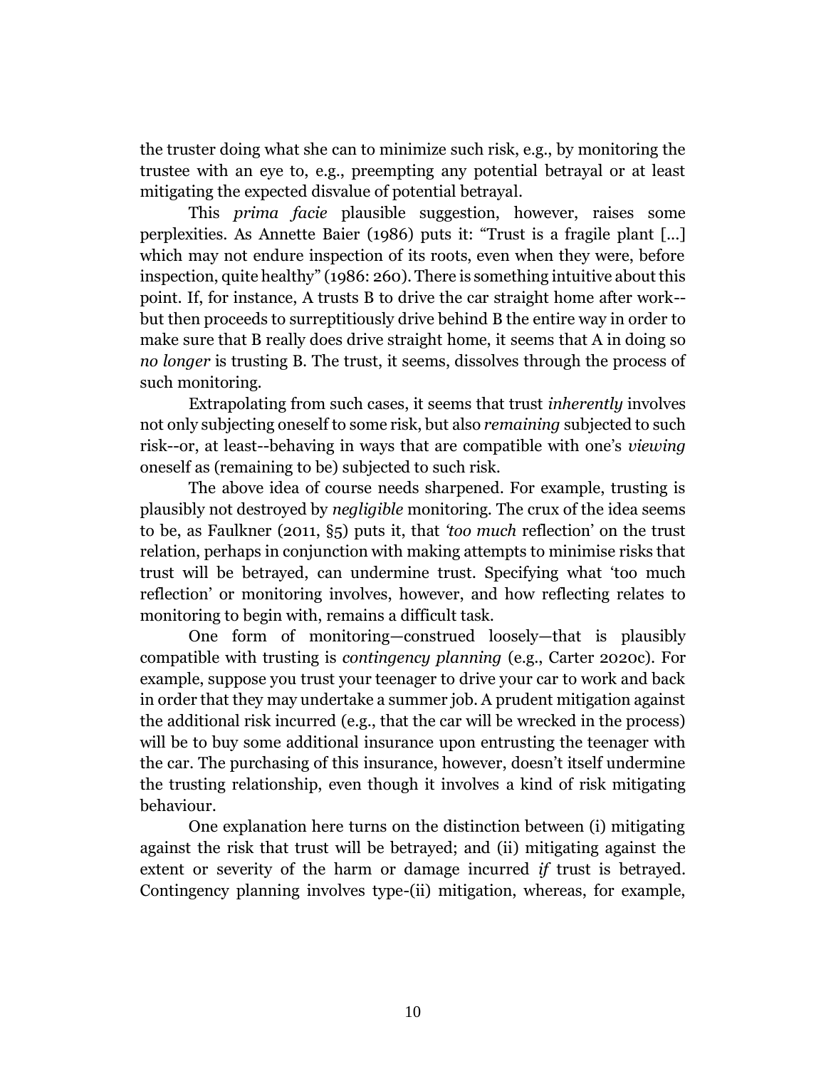the truster doing what she can to minimize such risk, e.g., by monitoring the trustee with an eye to, e.g., preempting any potential betrayal or at least mitigating the expected disvalue of potential betrayal.

This *prima facie* plausible suggestion, however, raises some perplexities. As Annette Baier (1986) puts it: "Trust is a fragile plant [...] which may not endure inspection of its roots, even when they were, before inspection, quite healthy" (1986: 260). There is something intuitive about this point. If, for instance, A trusts B to drive the car straight home after work--but then proceeds to surreptitiously drive behind B the entire way in order to make sure that B really does drive straight home, it seems that A in doing so *no longer* is trusting B. The trust, it seems, dissolves through the process of such monitoring.

Extrapolating from such cases, it seems that trust *inherently* involves not only subjecting oneself to some risk, but also *remaining* subjected to such risk--or, at least--behaving in ways that are compatible with one's *viewing* oneself as (remaining to be) subjected to such risk.

The above idea of course needs sharpened. For example, trusting is plausibly not destroyed by *negligible* monitoring. The crux of the idea seems to be, as Faulkner (2011, §5) puts it, that *'too much* reflection' on the trust relation, perhaps in conjunction with making attempts to minimise risks that trust will be betrayed, can undermine trust. Specifying what 'too much reflection' or monitoring involves, however, and how reflecting relates to monitoring to begin with, remains a difficult task.

One form of monitoring—construed loosely—that is plausibly compatible with trusting is *contingency planning* (e.g., Carter 2020c). For example, suppose you trust your teenager to drive your car to work and back in order that they may undertake a summer job. A prudent mitigation against the additional risk incurred (e.g., that the car will be wrecked in the process) will be to buy some additional insurance upon entrusting the teenager with the car. The purchasing of this insurance, however, doesn't itself undermine the trusting relationship, even though it involves a kind of risk mitigating behaviour.

One explanation here turns on the distinction between (i) mitigating against the risk that trust will be betrayed; and (ii) mitigating against the extent or severity of the harm or damage incurred *if* trust is betrayed. Contingency planning involves type-(ii) mitigation, whereas, for example,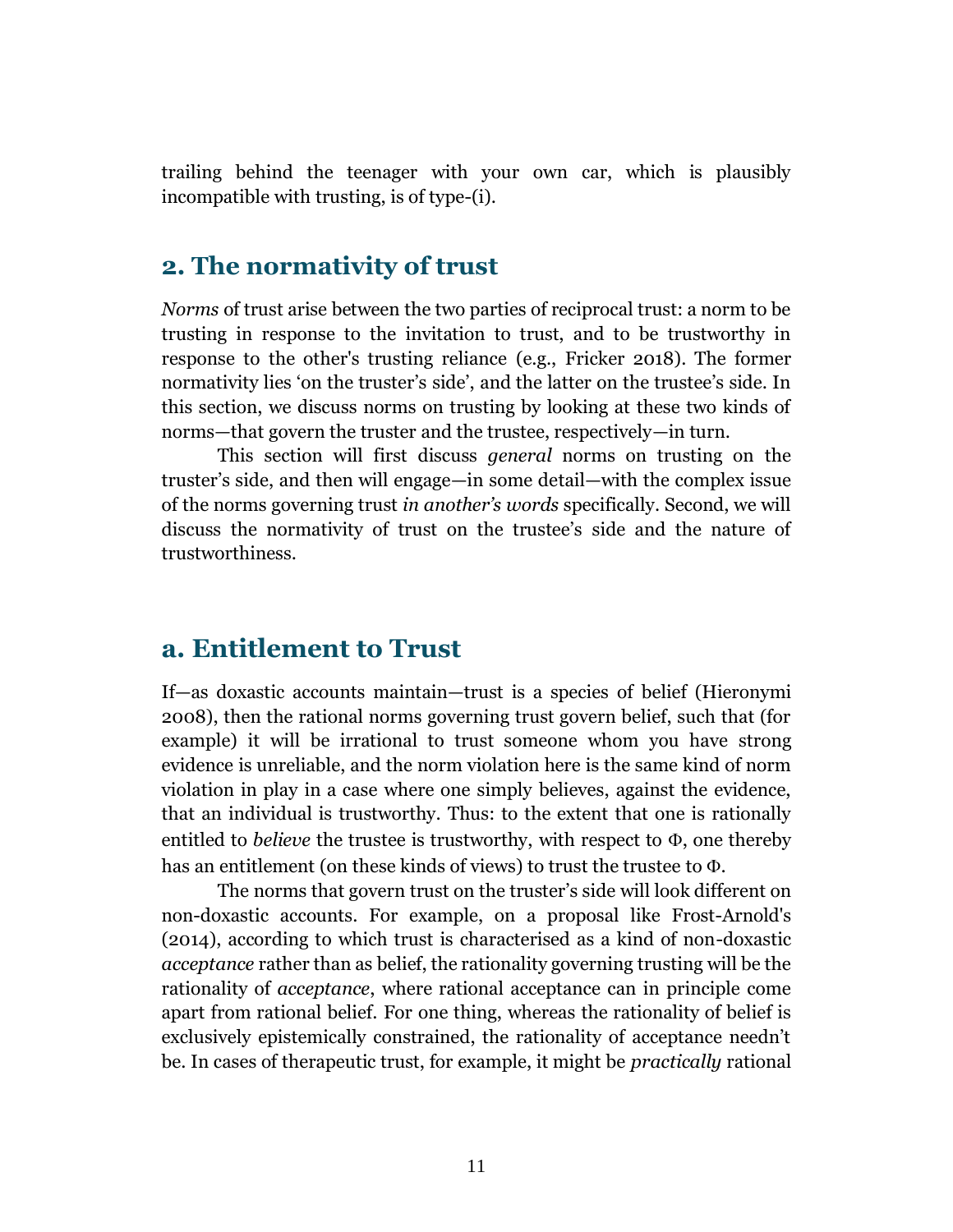trailing behind the teenager with your own car, which is plausibly incompatible with trusting, is of type-(i).

## 2. The normativity of trust

*Norms* of trust arise between the two parties of reciprocal trust: a norm to be trusting in response to the invitation to trust, and to be trustworthy in response to the other's trusting reliance (e.g., Fricker 2018). The former normativity lies 'on the truster's side', and the latter on the trustee's side. In this section, we discuss norms on trusting by looking at these two kinds of norms—that govern the truster and the trustee, respectively—in turn.

This section will first discuss *general* norms on trusting on the truster's side, and then will engage—in some detail—with the complex issue of the norms governing trust *in another's words* specifically. Second, we will discuss the normativity of trust on the trustee's side and the nature of trustworthiness.

### a. Entitlement to Trust

If—as doxastic accounts maintain—trust is a species of belief (Hieronymi 2008), then the rational norms governing trust govern belief, such that (for example) it will be irrational to trust someone whom you have strong evidence is unreliable, and the norm violation here is the same kind of norm violation in play in a case where one simply believes, against the evidence, that an individual is trustworthy. Thus: to the extent that one is rationally entitled to *believe* the trustee is trustworthy, with respect to Φ, one thereby has an entitlement (on these kinds of views) to trust the trustee to Φ.

The norms that govern trust on the truster's side will look different on non-doxastic accounts. For example, on a proposal like Frost-Arnold's (2014), according to which trust is characterised as a kind of non-doxastic *acceptance* rather than as belief, the rationality governing trusting will be the rationality of *acceptance*, where rational acceptance can in principle come apart from rational belief. For one thing, whereas the rationality of belief is exclusively epistemically constrained, the rationality of acceptance needn't be. In cases of therapeutic trust, for example, it might be *practically* rational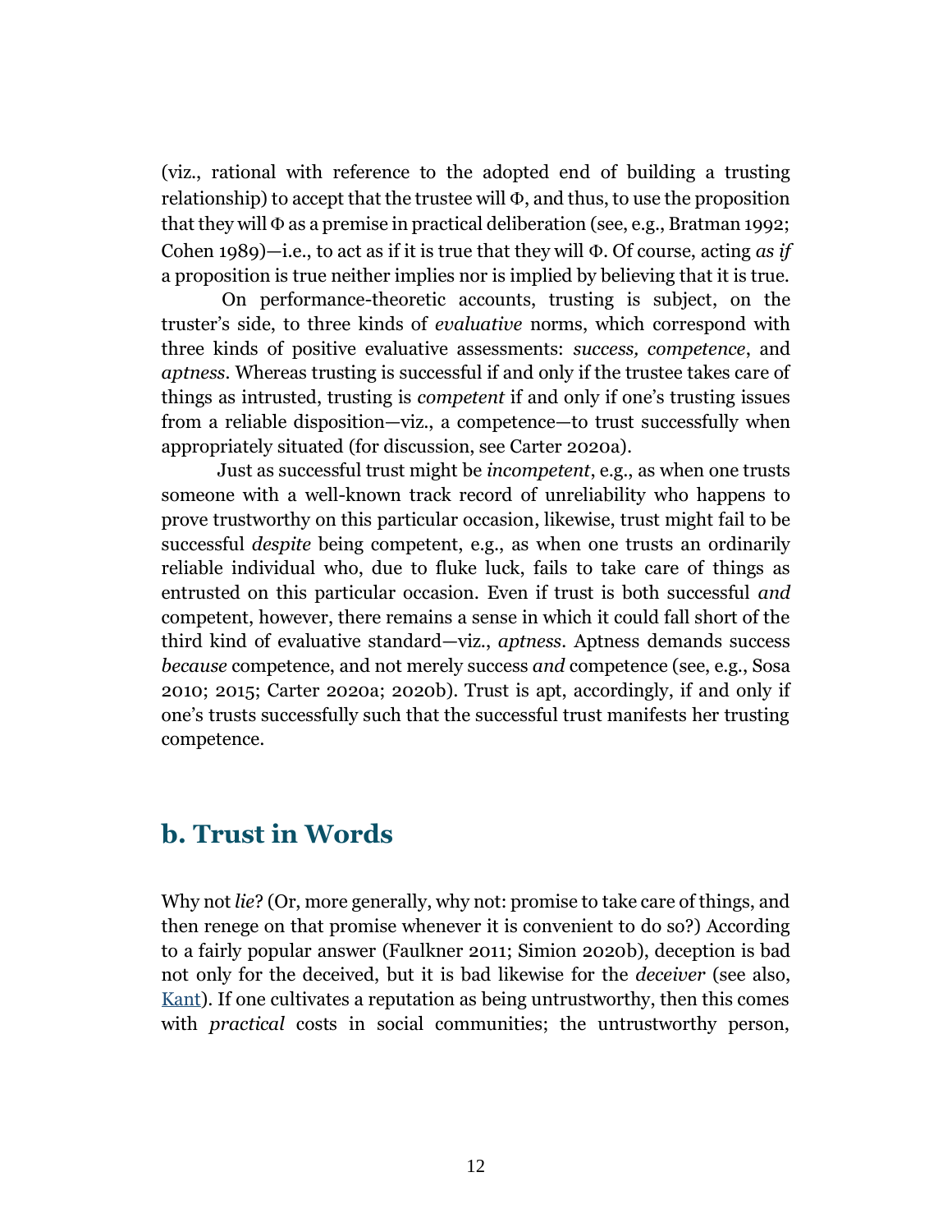(viz., rational with reference to the adopted end of building a trusting relationship) to accept that the trustee will Φ, and thus, to use the proposition that they will Φ as a premise in practical deliberation (see, e.g., Bratman 1992; Cohen 1989)—i.e., to act as if it is true that they will Φ. Of course, acting *as if* a proposition is true neither implies nor is implied by believing that it is true.

On performance-theoretic accounts, trusting is subject, on the truster's side, to three kinds of *evaluative* norms, which correspond with three kinds of positive evaluative assessments: *success, competence*, and *aptness*. Whereas trusting is successful if and only if the trustee takes care of things as intrusted, trusting is *competent* if and only if one's trusting issues from a reliable disposition—viz., a competence—to trust successfully when appropriately situated (for discussion, see Carter 2020a).

Just as successful trust might be *incompetent*, e.g., as when one trusts someone with a well-known track record of unreliability who happens to prove trustworthy on this particular occasion, likewise, trust might fail to be successful *despite* being competent, e.g., as when one trusts an ordinarily reliable individual who, due to fluke luck, fails to take care of things as entrusted on this particular occasion. Even if trust is both successful *and* competent, however, there remains a sense in which it could fall short of the third kind of evaluative standard—viz., *aptness*. Aptness demands success *because* competence, and not merely success *and* competence (see, e.g., Sosa 2010; 2015; Carter 2020a; 2020b). Trust is apt, accordingly, if and only if one's trusts successfully such that the successful trust manifests her trusting competence.

## b. Trust in Words

Why not *lie*? (Or, more generally, why not: promise to take care of things, and then renege on that promise whenever it is convenient to do so?) According to a fairly popular answer (Faulkner 2011; Simion 2020b), deception is bad not only for the deceived, but it is bad likewise for the *deceiver* (see also, Kant). If one cultivates a reputation as being untrustworthy, then this comes with *practical* costs in social communities; the untrustworthy person,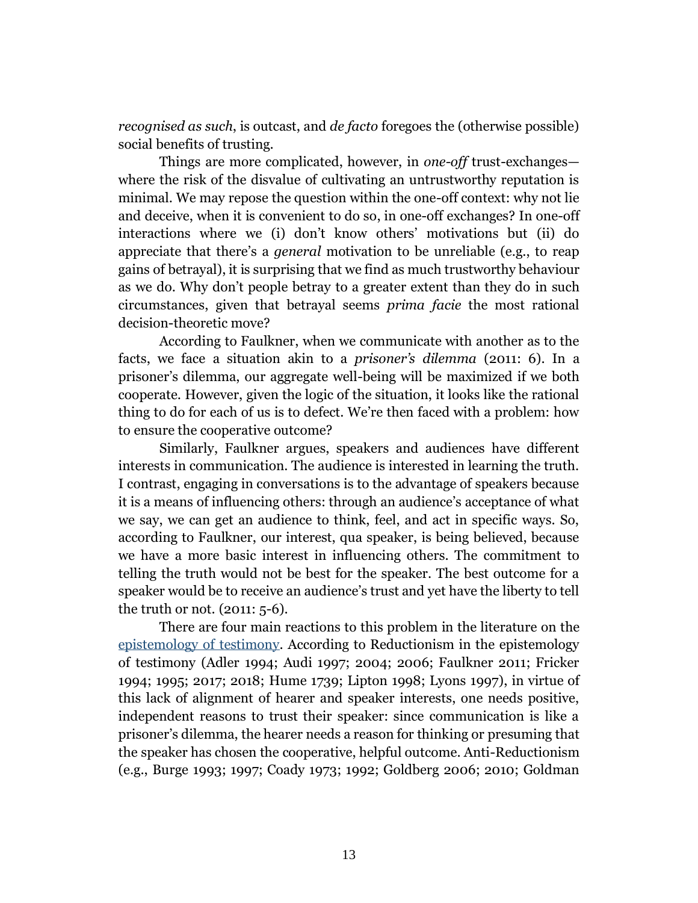*recognised as such*, is outcast, and *de facto* foregoes the (otherwise possible) social benefits of trusting.

Things are more complicated, however, in *one-off* trust-exchanges—where the risk of the disvalue of cultivating an untrustworthy reputation is minimal. We may repose the question within the one-off context: why not lie and deceive, when it is convenient to do so, in one-off exchanges? In one-off interactions where we (i) don't know others' motivations but (ii) do appreciate that there's a *general* motivation to be unreliable (e.g., to reap gains of betrayal), it is surprising that we find as much trustworthy behaviour as we do. Why don't people betray to a greater extent than they do in such circumstances, given that betrayal seems *prima facie* the most rational decision-theoretic move?

According to Faulkner, when we communicate with another as to the facts, we face a situation akin to a *prisoner's dilemma* (2011: 6). In a prisoner's dilemma, our aggregate well-being will be maximized if we both cooperate. However, given the logic of the situation, it looks like the rational thing to do for each of us is to defect. We're then faced with a problem: how to ensure the cooperative outcome?

Similarly, Faulkner argues, speakers and audiences have different interests in communication. The audience is interested in learning the truth. I contrast, engaging in conversations is to the advantage of speakers because it is a means of influencing others: through an audience's acceptance of what we say, we can get an audience to think, feel, and act in specific ways. So, according to Faulkner, our interest, qua speaker, is being believed, because we have a more basic interest in influencing others. The commitment to telling the truth would not be best for the speaker. The best outcome for a speaker would be to receive an audience's trust and yet have the liberty to tell the truth or not. (2011: 5-6).

There are four main reactions to this problem in the literature on the epistemology of testimony. According to Reductionism in the epistemology of testimony (Adler 1994; Audi 1997; 2004; 2006; Faulkner 2011; Fricker 1994; 1995; 2017; 2018; Hume 1739; Lipton 1998; Lyons 1997), in virtue of this lack of alignment of hearer and speaker interests, one needs positive, independent reasons to trust their speaker: since communication is like a prisoner's dilemma, the hearer needs a reason for thinking or presuming that the speaker has chosen the cooperative, helpful outcome. Anti-Reductionism (e.g., Burge 1993; 1997; Coady 1973; 1992; Goldberg 2006; 2010; Goldman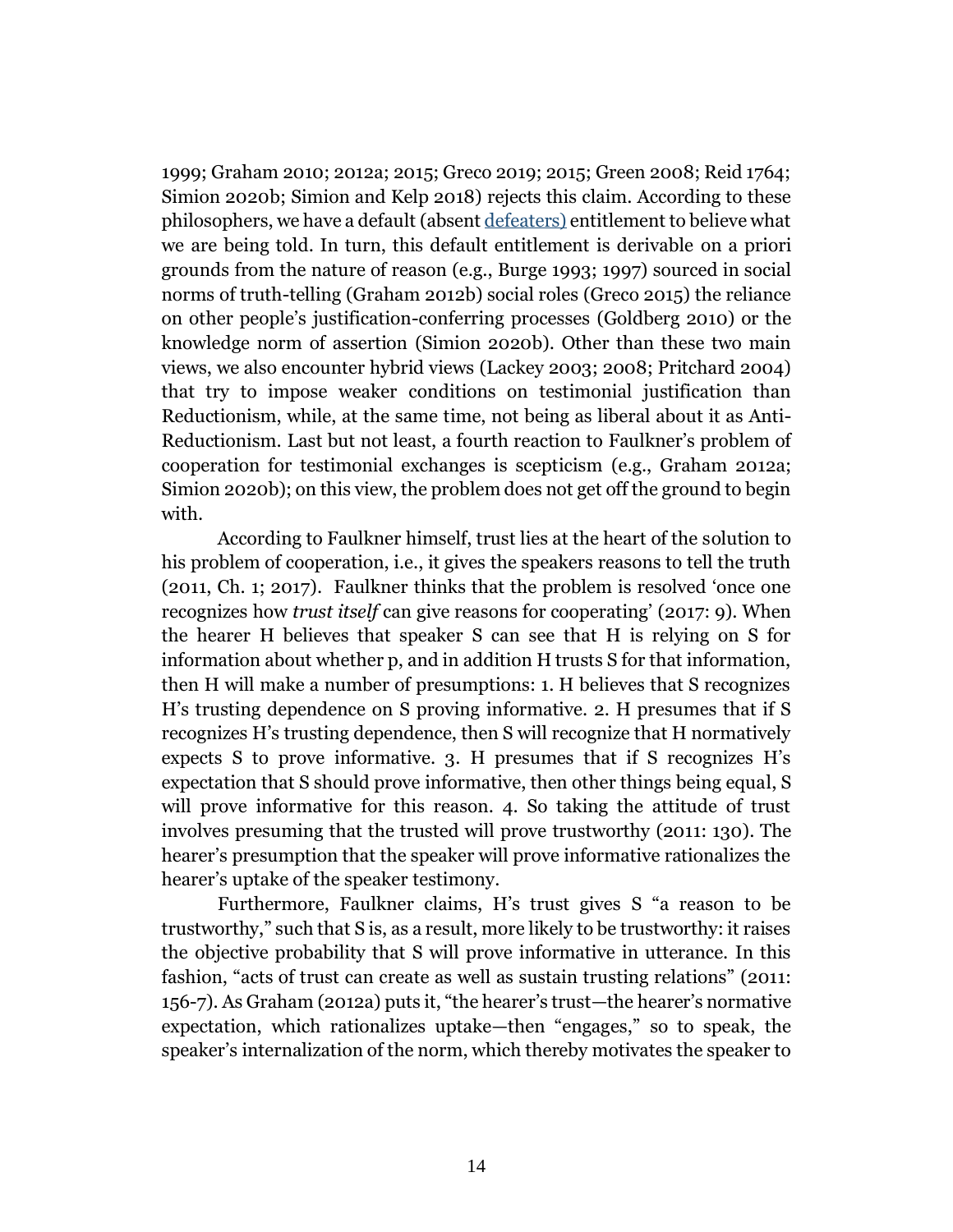1999; Graham 2010; 2012a; 2015; Greco 2019; 2015; Green 2008; Reid 1764; Simion 2020b; Simion and Kelp 2018) rejects this claim. According to these philosophers, we have a default (absent defeaters) entitlement to believe what we are being told. In turn, this default entitlement is derivable on a priori grounds from the nature of reason (e.g., Burge 1993; 1997) sourced in social norms of truth-telling (Graham 2012b) social roles (Greco 2015) the reliance on other people's justification-conferring processes (Goldberg 2010) or the knowledge norm of assertion (Simion 2020b). Other than these two main views, we also encounter hybrid views (Lackey 2003; 2008; Pritchard 2004) that try to impose weaker conditions on testimonial justification than Reductionism, while, at the same time, not being as liberal about it as Anti-Reductionism. Last but not least, a fourth reaction to Faulkner's problem of cooperation for testimonial exchanges is scepticism (e.g., Graham 2012a; Simion 2020b); on this view, the problem does not get off the ground to begin with.

According to Faulkner himself, trust lies at the heart of the solution to his problem of cooperation, i.e., it gives the speakers reasons to tell the truth (2011, Ch. 1; 2017). Faulkner thinks that the problem is resolved 'once one recognizes how *trust itself* can give reasons for cooperating' (2017: 9). When the hearer H believes that speaker S can see that H is relying on S for information about whether p, and in addition H trusts S for that information, then H will make a number of presumptions: 1. H believes that S recognizes H's trusting dependence on S proving informative. 2. H presumes that if S recognizes H's trusting dependence, then S will recognize that H normatively expects S to prove informative. 3. H presumes that if S recognizes H's expectation that S should prove informative, then other things being equal, S will prove informative for this reason. 4. So taking the attitude of trust involves presuming that the trusted will prove trustworthy (2011: 130). The hearer's presumption that the speaker will prove informative rationalizes the hearer's uptake of the speaker testimony.

Furthermore, Faulkner claims, H's trust gives S "a reason to be trustworthy," such that S is, as a result, more likely to be trustworthy: it raises the objective probability that S will prove informative in utterance. In this fashion, "acts of trust can create as well as sustain trusting relations" (2011: 156-7). As Graham (2012a) puts it, "the hearer's trust—the hearer's normative expectation, which rationalizes uptake—then "engages," so to speak, the speaker's internalization of the norm, which thereby motivates the speaker to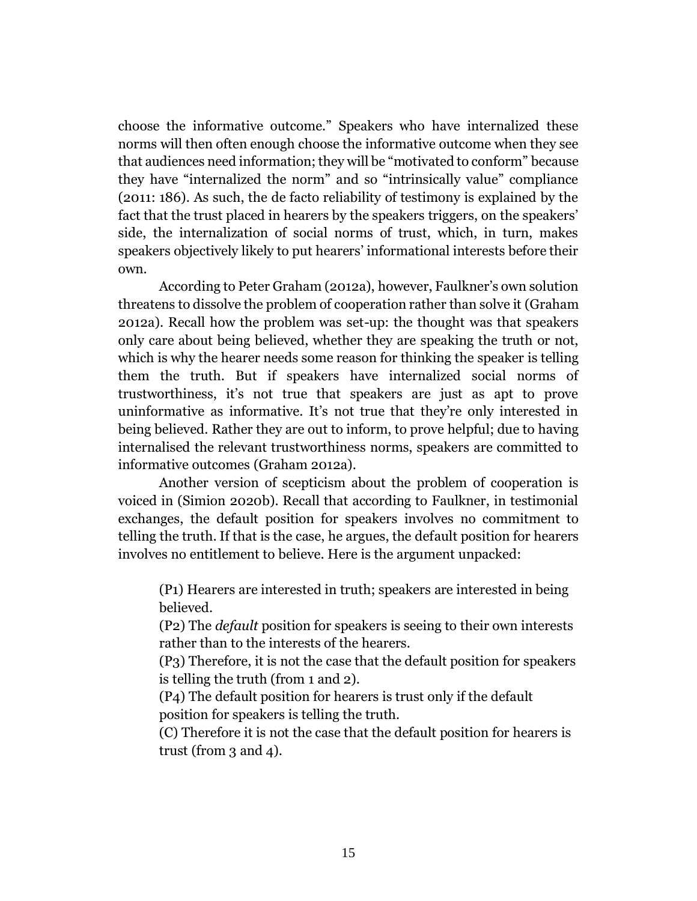choose the informative outcome." Speakers who have internalized these norms will then often enough choose the informative outcome when they see that audiences need information; they will be "motivated to conform" because they have "internalized the norm" and so "intrinsically value" compliance (2011: 186). As such, the de facto reliability of testimony is explained by the fact that the trust placed in hearers by the speakers triggers, on the speakers' side, the internalization of social norms of trust, which, in turn, makes speakers objectively likely to put hearers' informational interests before their own.

According to Peter Graham (2012a), however, Faulkner's own solution threatens to dissolve the problem of cooperation rather than solve it (Graham 2012a). Recall how the problem was set-up: the thought was that speakers only care about being believed, whether they are speaking the truth or not, which is why the hearer needs some reason for thinking the speaker is telling them the truth. But if speakers have internalized social norms of trustworthiness, it's not true that speakers are just as apt to prove uninformative as informative. It's not true that they're only interested in being believed. Rather they are out to inform, to prove helpful; due to having internalised the relevant trustworthiness norms, speakers are committed to informative outcomes (Graham 2012a).

Another version of scepticism about the problem of cooperation is voiced in (Simion 2020b). Recall that according to Faulkner, in testimonial exchanges, the default position for speakers involves no commitment to telling the truth. If that is the case, he argues, the default position for hearers involves no entitlement to believe. Here is the argument unpacked:

> (P1) Hearers are interested in truth; speakers are interested in being believed.
> (P2) The *default* position for speakers is seeing to their own interests rather than to the interests of the hearers.
> (P3) Therefore, it is not the case that the default position for speakers is telling the truth (from 1 and 2).
> (P4) The default position for hearers is trust only if the default position for speakers is telling the truth.
> (C) Therefore it is not the case that the default position for hearers is trust (from 3 and 4).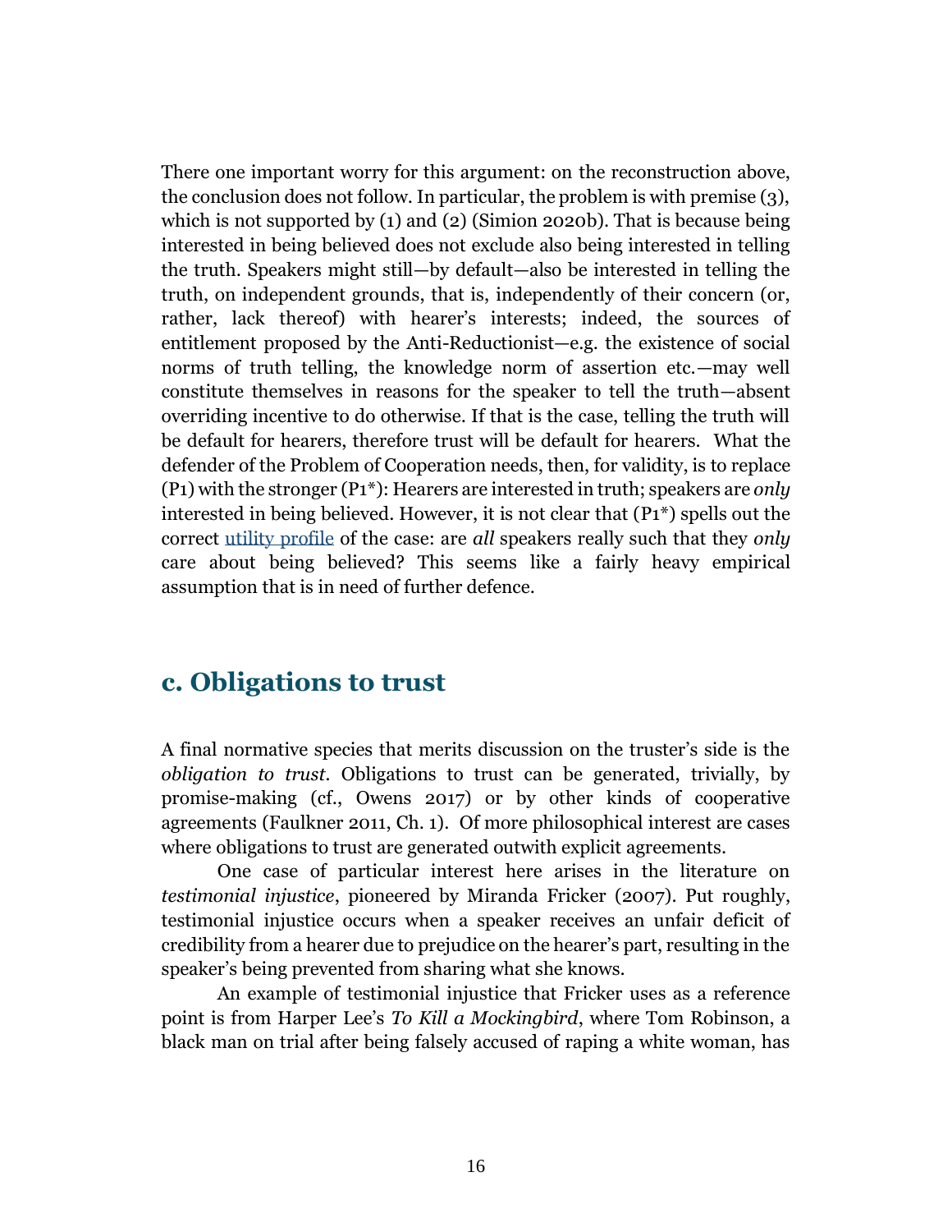There one important worry for this argument: on the reconstruction above, the conclusion does not follow. In particular, the problem is with premise (3), which is not supported by (1) and (2) (Simion 2020b). That is because being interested in being believed does not exclude also being interested in telling the truth. Speakers might still—by default—also be interested in telling the truth, on independent grounds, that is, independently of their concern (or, rather, lack thereof) with hearer's interests; indeed, the sources of entitlement proposed by the Anti-Reductionist—e.g. the existence of social norms of truth telling, the knowledge norm of assertion etc.—may well constitute themselves in reasons for the speaker to tell the truth—absent overriding incentive to do otherwise. If that is the case, telling the truth will be default for hearers, therefore trust will be default for hearers. What the defender of the Problem of Cooperation needs, then, for validity, is to replace (P1) with the stronger (P1*): Hearers are interested in truth; speakers are *only* interested in being believed. However, it is not clear that (P1*) spells out the correct utility profile of the case: are *all* speakers really such that they *only* care about being believed? This seems like a fairly heavy empirical assumption that is in need of further defence.

## c. Obligations to trust

A final normative species that merits discussion on the truster's side is the *obligation to trust*. Obligations to trust can be generated, trivially, by promise-making (cf., Owens 2017) or by other kinds of cooperative agreements (Faulkner 2011, Ch. 1). Of more philosophical interest are cases where obligations to trust are generated outwith explicit agreements.

One case of particular interest here arises in the literature on *testimonial injustice*, pioneered by Miranda Fricker (2007). Put roughly, testimonial injustice occurs when a speaker receives an unfair deficit of credibility from a hearer due to prejudice on the hearer's part, resulting in the speaker's being prevented from sharing what she knows.

An example of testimonial injustice that Fricker uses as a reference point is from Harper Lee's *To Kill a Mockingbird*, where Tom Robinson, a black man on trial after being falsely accused of raping a white woman, has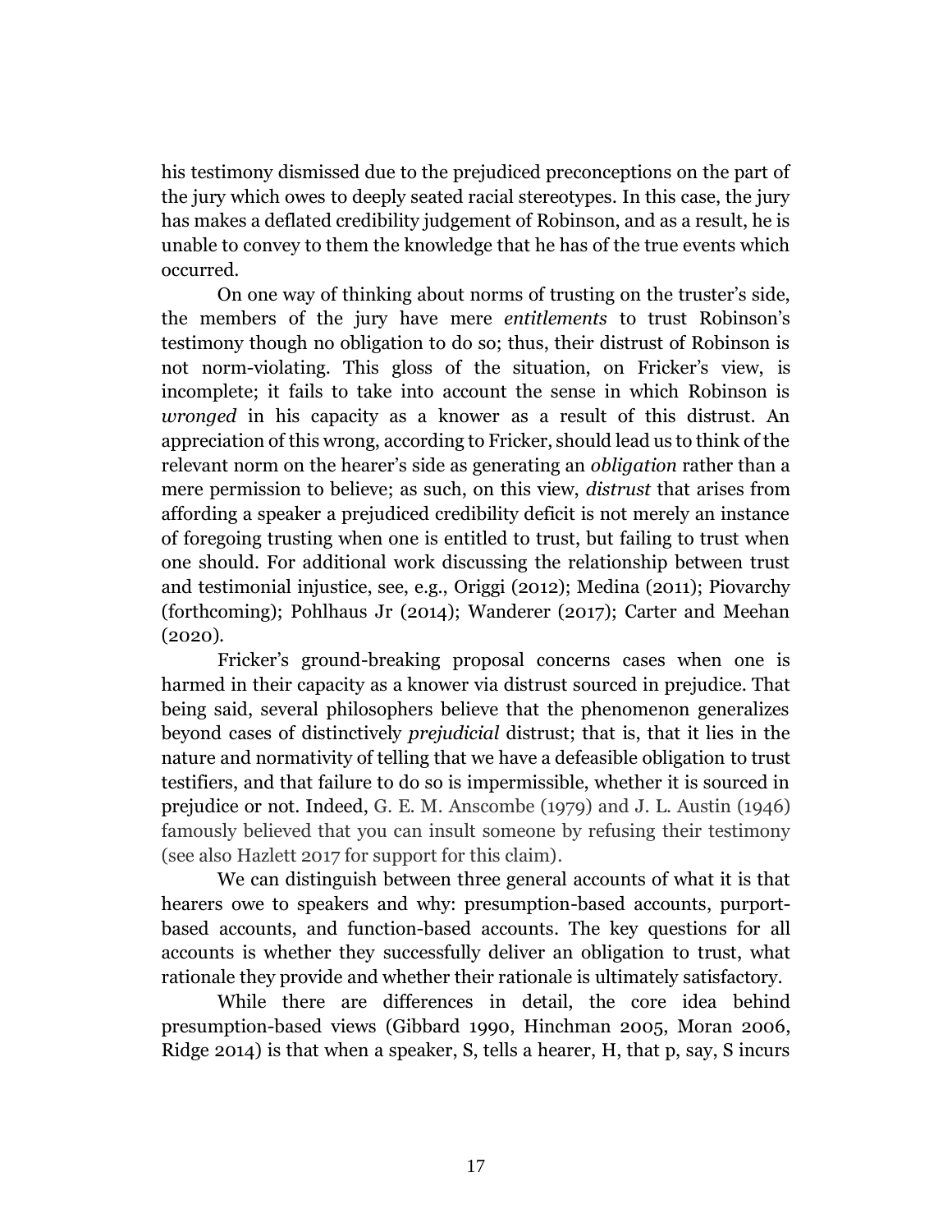his testimony dismissed due to the prejudiced preconceptions on the part of the jury which owes to deeply seated racial stereotypes. In this case, the jury has makes a deflated credibility judgement of Robinson, and as a result, he is unable to convey to them the knowledge that he has of the true events which occurred.

On one way of thinking about norms of trusting on the truster's side, the members of the jury have mere *entitlements* to trust Robinson's testimony though no obligation to do so; thus, their distrust of Robinson is not norm-violating. This gloss of the situation, on Fricker's view, is incomplete; it fails to take into account the sense in which Robinson is *wronged* in his capacity as a knower as a result of this distrust. An appreciation of this wrong, according to Fricker, should lead us to think of the relevant norm on the hearer's side as generating an *obligation* rather than a mere permission to believe; as such, on this view, *distrust* that arises from affording a speaker a prejudiced credibility deficit is not merely an instance of foregoing trusting when one is entitled to trust, but failing to trust when one should. For additional work discussing the relationship between trust and testimonial injustice, see, e.g., Origgi (2012); Medina (2011); Piovarchy (forthcoming); Pohlhaus Jr (2014); Wanderer (2017); Carter and Meehan (2020).

Fricker's ground-breaking proposal concerns cases when one is harmed in their capacity as a knower via distrust sourced in prejudice. That being said, several philosophers believe that the phenomenon generalizes beyond cases of distinctively *prejudicial* distrust; that is, that it lies in the nature and normativity of telling that we have a defeasible obligation to trust testifiers, and that failure to do so is impermissible, whether it is sourced in prejudice or not. Indeed, G. E. M. Anscombe (1979) and J. L. Austin (1946) famously believed that you can insult someone by refusing their testimony (see also Hazlett 2017 for support for this claim).

We can distinguish between three general accounts of what it is that hearers owe to speakers and why: presumption-based accounts, purport-based accounts, and function-based accounts. The key questions for all accounts is whether they successfully deliver an obligation to trust, what rationale they provide and whether their rationale is ultimately satisfactory.

While there are differences in detail, the core idea behind presumption-based views (Gibbard 1990, Hinchman 2005, Moran 2006, Ridge 2014) is that when a speaker, S, tells a hearer, H, that p, say, S incurs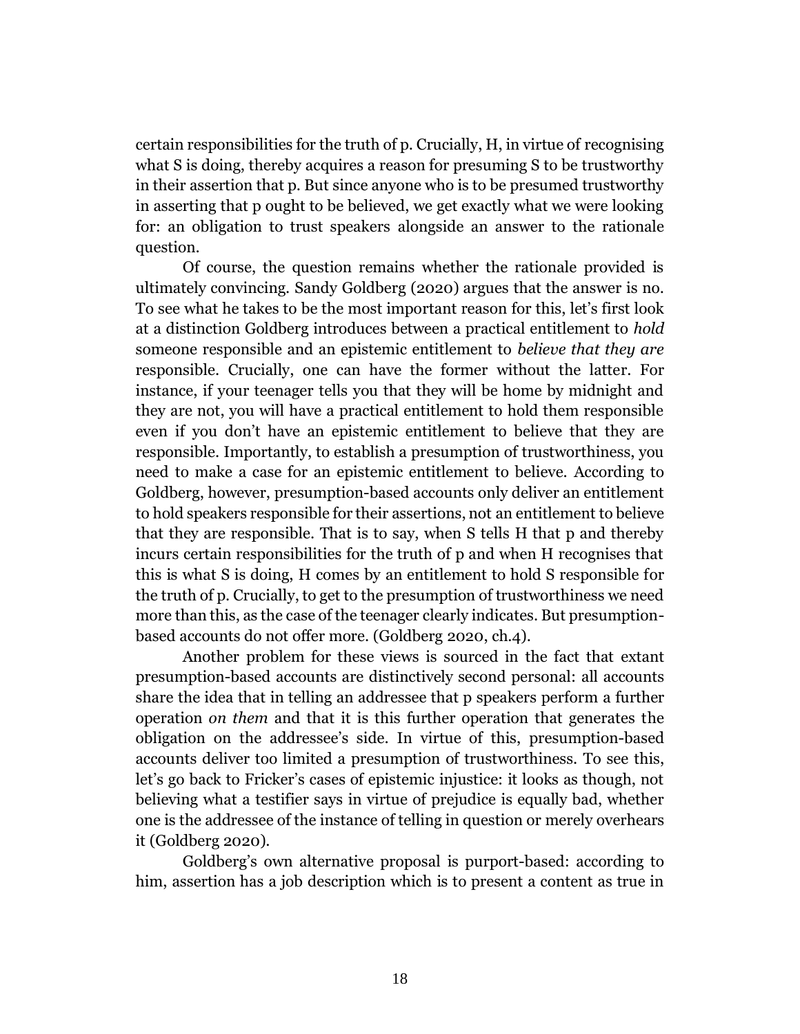certain responsibilities for the truth of p. Crucially, H, in virtue of recognising what S is doing, thereby acquires a reason for presuming S to be trustworthy in their assertion that p. But since anyone who is to be presumed trustworthy in asserting that p ought to be believed, we get exactly what we were looking for: an obligation to trust speakers alongside an answer to the rationale question.

Of course, the question remains whether the rationale provided is ultimately convincing. Sandy Goldberg (2020) argues that the answer is no. To see what he takes to be the most important reason for this, let's first look at a distinction Goldberg introduces between a practical entitlement to *hold* someone responsible and an epistemic entitlement to *believe that they are* responsible. Crucially, one can have the former without the latter. For instance, if your teenager tells you that they will be home by midnight and they are not, you will have a practical entitlement to hold them responsible even if you don't have an epistemic entitlement to believe that they are responsible. Importantly, to establish a presumption of trustworthiness, you need to make a case for an epistemic entitlement to believe. According to Goldberg, however, presumption-based accounts only deliver an entitlement to hold speakers responsible for their assertions, not an entitlement to believe that they are responsible. That is to say, when S tells H that p and thereby incurs certain responsibilities for the truth of p and when H recognises that this is what S is doing, H comes by an entitlement to hold S responsible for the truth of p. Crucially, to get to the presumption of trustworthiness we need more than this, as the case of the teenager clearly indicates. But presumption-based accounts do not offer more. (Goldberg 2020, ch.4).

Another problem for these views is sourced in the fact that extant presumption-based accounts are distinctively second personal: all accounts share the idea that in telling an addressee that p speakers perform a further operation *on them* and that it is this further operation that generates the obligation on the addressee's side. In virtue of this, presumption-based accounts deliver too limited a presumption of trustworthiness. To see this, let's go back to Fricker's cases of epistemic injustice: it looks as though, not believing what a testifier says in virtue of prejudice is equally bad, whether one is the addressee of the instance of telling in question or merely overhears it (Goldberg 2020).

Goldberg's own alternative proposal is purport-based: according to him, assertion has a job description which is to present a content as true in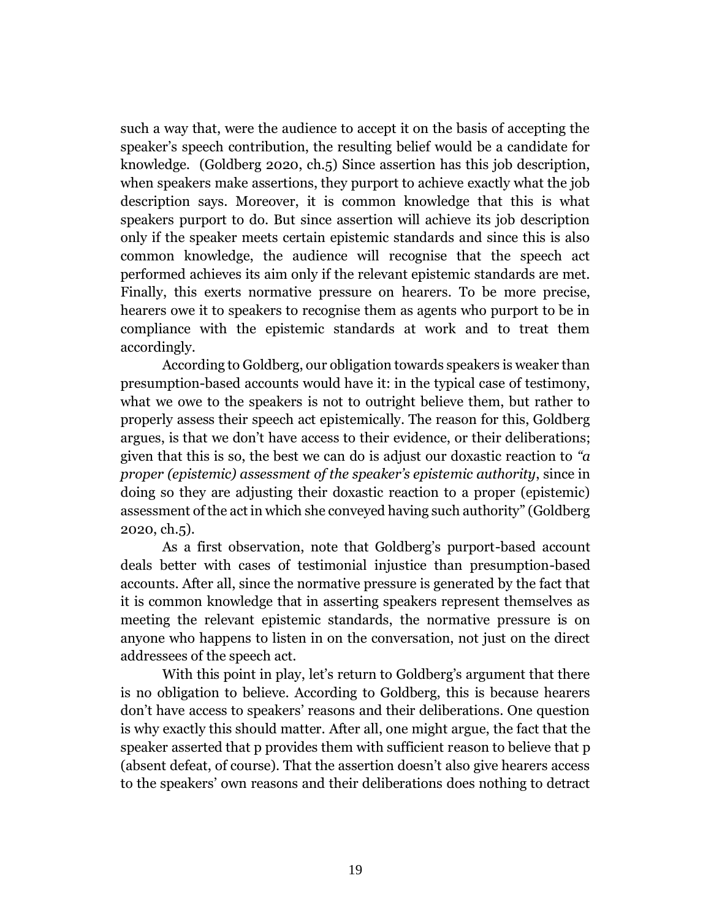such a way that, were the audience to accept it on the basis of accepting the speaker's speech contribution, the resulting belief would be a candidate for knowledge. (Goldberg 2020, ch.5) Since assertion has this job description, when speakers make assertions, they purport to achieve exactly what the job description says. Moreover, it is common knowledge that this is what speakers purport to do. But since assertion will achieve its job description only if the speaker meets certain epistemic standards and since this is also common knowledge, the audience will recognise that the speech act performed achieves its aim only if the relevant epistemic standards are met. Finally, this exerts normative pressure on hearers. To be more precise, hearers owe it to speakers to recognise them as agents who purport to be in compliance with the epistemic standards at work and to treat them accordingly.

According to Goldberg, our obligation towards speakers is weaker than presumption-based accounts would have it: in the typical case of testimony, what we owe to the speakers is not to outright believe them, but rather to properly assess their speech act epistemically. The reason for this, Goldberg argues, is that we don't have access to their evidence, or their deliberations; given that this is so, the best we can do is adjust our doxastic reaction to *"a proper (epistemic) assessment of the speaker's epistemic authority*, since in doing so they are adjusting their doxastic reaction to a proper (epistemic) assessment of the act in which she conveyed having such authority" (Goldberg 2020, ch.5).

As a first observation, note that Goldberg's purport-based account deals better with cases of testimonial injustice than presumption-based accounts. After all, since the normative pressure is generated by the fact that it is common knowledge that in asserting speakers represent themselves as meeting the relevant epistemic standards, the normative pressure is on anyone who happens to listen in on the conversation, not just on the direct addressees of the speech act.

With this point in play, let's return to Goldberg's argument that there is no obligation to believe. According to Goldberg, this is because hearers don't have access to speakers' reasons and their deliberations. One question is why exactly this should matter. After all, one might argue, the fact that the speaker asserted that p provides them with sufficient reason to believe that p (absent defeat, of course). That the assertion doesn't also give hearers access to the speakers' own reasons and their deliberations does nothing to detract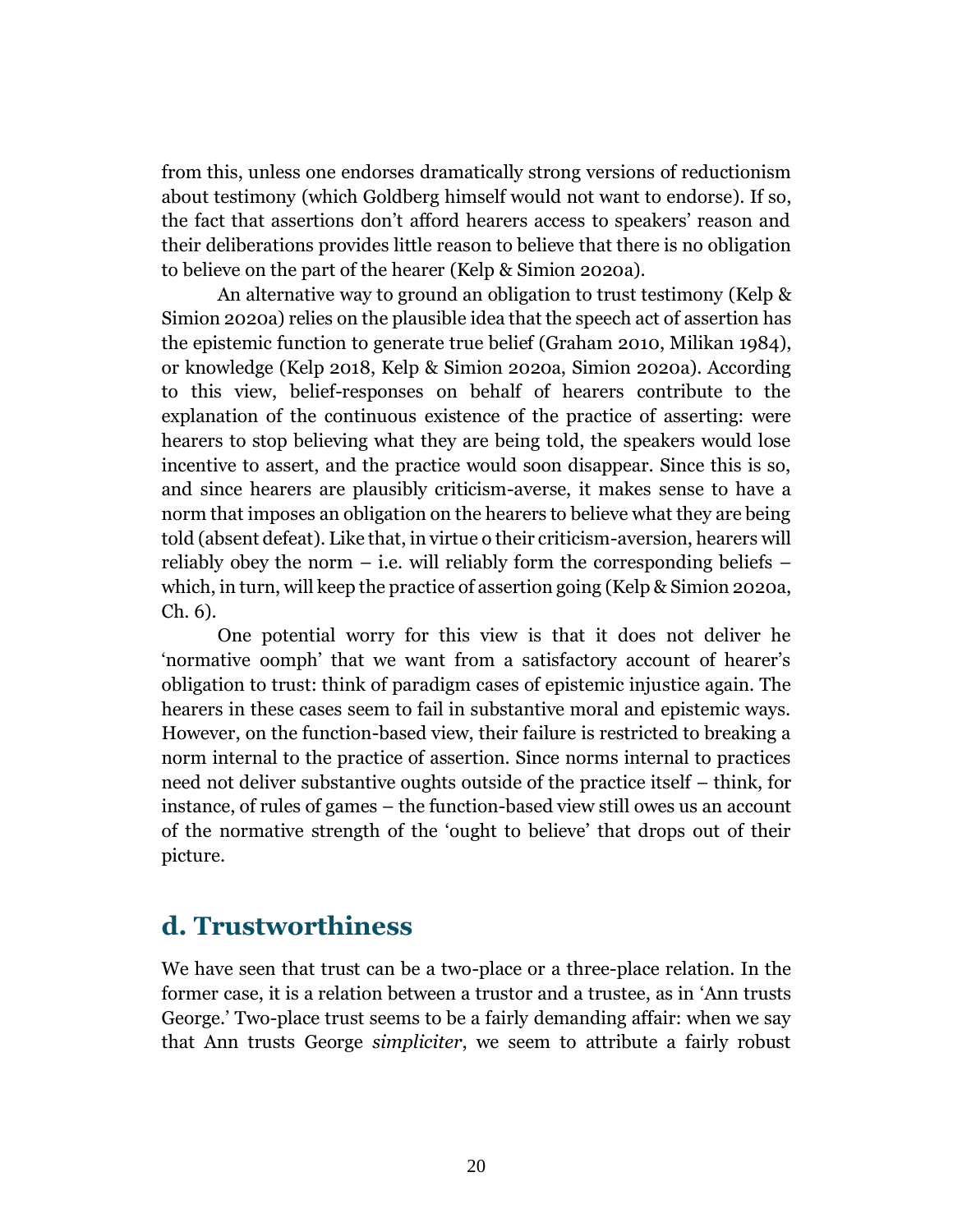from this, unless one endorses dramatically strong versions of reductionism about testimony (which Goldberg himself would not want to endorse). If so, the fact that assertions don't afford hearers access to speakers' reason and their deliberations provides little reason to believe that there is no obligation to believe on the part of the hearer (Kelp & Simion 2020a).

An alternative way to ground an obligation to trust testimony (Kelp & Simion 2020a) relies on the plausible idea that the speech act of assertion has the epistemic function to generate true belief (Graham 2010, Milikan 1984), or knowledge (Kelp 2018, Kelp & Simion 2020a, Simion 2020a). According to this view, belief-responses on behalf of hearers contribute to the explanation of the continuous existence of the practice of asserting: were hearers to stop believing what they are being told, the speakers would lose incentive to assert, and the practice would soon disappear. Since this is so, and since hearers are plausibly criticism-averse, it makes sense to have a norm that imposes an obligation on the hearers to believe what they are being told (absent defeat). Like that, in virtue o their criticism-aversion, hearers will reliably obey the norm – i.e. will reliably form the corresponding beliefs – which, in turn, will keep the practice of assertion going (Kelp & Simion 2020a, Ch. 6).

One potential worry for this view is that it does not deliver he 'normative oomph' that we want from a satisfactory account of hearer's obligation to trust: think of paradigm cases of epistemic injustice again. The hearers in these cases seem to fail in substantive moral and epistemic ways. However, on the function-based view, their failure is restricted to breaking a norm internal to the practice of assertion. Since norms internal to practices need not deliver substantive oughts outside of the practice itself – think, for instance, of rules of games – the function-based view still owes us an account of the normative strength of the 'ought to believe' that drops out of their picture.

## d. Trustworthiness

We have seen that trust can be a two-place or a three-place relation. In the former case, it is a relation between a trustor and a trustee, as in 'Ann trusts George.' Two-place trust seems to be a fairly demanding affair: when we say that Ann trusts George *simpliciter*, we seem to attribute a fairly robust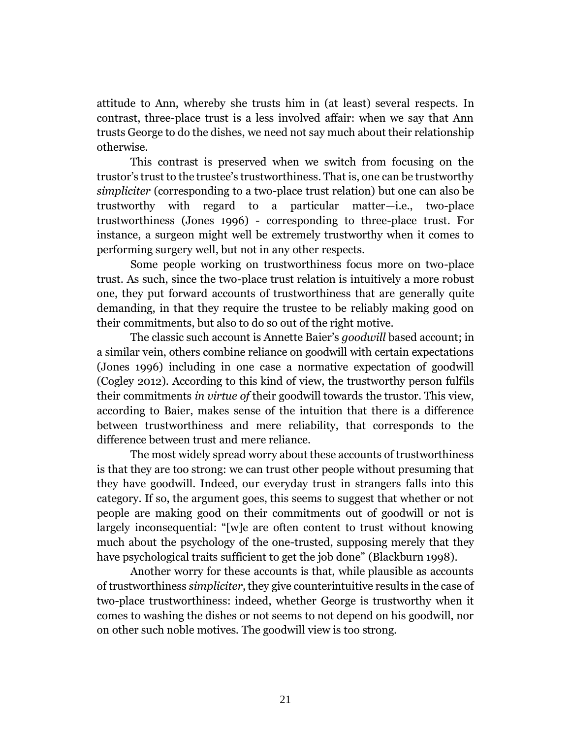attitude to Ann, whereby she trusts him in (at least) several respects. In contrast, three-place trust is a less involved affair: when we say that Ann trusts George to do the dishes, we need not say much about their relationship otherwise.

This contrast is preserved when we switch from focusing on the trustor's trust to the trustee's trustworthiness. That is, one can be trustworthy *simpliciter* (corresponding to a two-place trust relation) but one can also be trustworthy with regard to a particular matter—i.e., two-place trustworthiness (Jones 1996) - corresponding to three-place trust. For instance, a surgeon might well be extremely trustworthy when it comes to performing surgery well, but not in any other respects.

Some people working on trustworthiness focus more on two-place trust. As such, since the two-place trust relation is intuitively a more robust one, they put forward accounts of trustworthiness that are generally quite demanding, in that they require the trustee to be reliably making good on their commitments, but also to do so out of the right motive.

The classic such account is Annette Baier's *goodwill* based account; in a similar vein, others combine reliance on goodwill with certain expectations (Jones 1996) including in one case a normative expectation of goodwill (Cogley 2012). According to this kind of view, the trustworthy person fulfils their commitments *in virtue of* their goodwill towards the trustor. This view, according to Baier, makes sense of the intuition that there is a difference between trustworthiness and mere reliability, that corresponds to the difference between trust and mere reliance.

The most widely spread worry about these accounts of trustworthiness is that they are too strong: we can trust other people without presuming that they have goodwill. Indeed, our everyday trust in strangers falls into this category. If so, the argument goes, this seems to suggest that whether or not people are making good on their commitments out of goodwill or not is largely inconsequential: "[w]e are often content to trust without knowing much about the psychology of the one-trusted, supposing merely that they have psychological traits sufficient to get the job done" (Blackburn 1998).

Another worry for these accounts is that, while plausible as accounts of trustworthiness *simpliciter*, they give counterintuitive results in the case of two-place trustworthiness: indeed, whether George is trustworthy when it comes to washing the dishes or not seems to not depend on his goodwill, nor on other such noble motives. The goodwill view is too strong.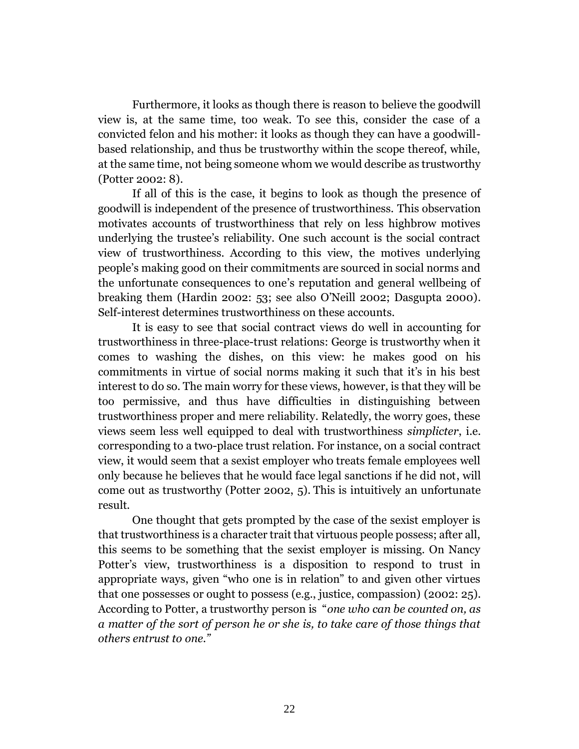Furthermore, it looks as though there is reason to believe the goodwill view is, at the same time, too weak. To see this, consider the case of a convicted felon and his mother: it looks as though they can have a goodwill-based relationship, and thus be trustworthy within the scope thereof, while, at the same time, not being someone whom we would describe as trustworthy (Potter 2002: 8).

If all of this is the case, it begins to look as though the presence of goodwill is independent of the presence of trustworthiness. This observation motivates accounts of trustworthiness that rely on less highbrow motives underlying the trustee's reliability. One such account is the social contract view of trustworthiness. According to this view, the motives underlying people's making good on their commitments are sourced in social norms and the unfortunate consequences to one's reputation and general wellbeing of breaking them (Hardin 2002: 53; see also O'Neill 2002; Dasgupta 2000). Self-interest determines trustworthiness on these accounts.

It is easy to see that social contract views do well in accounting for trustworthiness in three-place-trust relations: George is trustworthy when it comes to washing the dishes, on this view: he makes good on his commitments in virtue of social norms making it such that it's in his best interest to do so. The main worry for these views, however, is that they will be too permissive, and thus have difficulties in distinguishing between trustworthiness proper and mere reliability. Relatedly, the worry goes, these views seem less well equipped to deal with trustworthiness *simplicter*, i.e. corresponding to a two-place trust relation. For instance, on a social contract view, it would seem that a sexist employer who treats female employees well only because he believes that he would face legal sanctions if he did not, will come out as trustworthy (Potter 2002, 5). This is intuitively an unfortunate result.

One thought that gets prompted by the case of the sexist employer is that trustworthiness is a character trait that virtuous people possess; after all, this seems to be something that the sexist employer is missing. On Nancy Potter's view, trustworthiness is a disposition to respond to trust in appropriate ways, given "who one is in relation" to and given other virtues that one possesses or ought to possess (e.g., justice, compassion) (2002: 25). According to Potter, a trustworthy person is "*one who can be counted on, as a matter of the sort of person he or she is, to take care of those things that others entrust to one.*"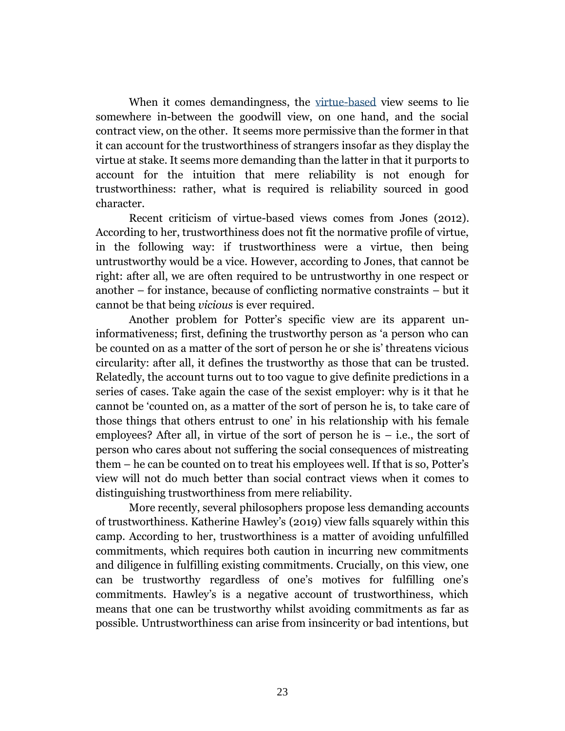When it comes demandingness, the [virtue-based] view seems to lie somewhere in-between the goodwill view, on one hand, and the social contract view, on the other. It seems more permissive than the former in that it can account for the trustworthiness of strangers insofar as they display the virtue at stake. It seems more demanding than the latter in that it purports to account for the intuition that mere reliability is not enough for trustworthiness: rather, what is required is reliability sourced in good character.

Recent criticism of virtue-based views comes from Jones (2012). According to her, trustworthiness does not fit the normative profile of virtue, in the following way: if trustworthiness were a virtue, then being untrustworthy would be a vice. However, according to Jones, that cannot be right: after all, we are often required to be untrustworthy in one respect or another – for instance, because of conflicting normative constraints – but it cannot be that being *vicious* is ever required.

Another problem for Potter's specific view are its apparent un-informativeness; first, defining the trustworthy person as 'a person who can be counted on as a matter of the sort of person he or she is' threatens vicious circularity: after all, it defines the trustworthy as those that can be trusted. Relatedly, the account turns out to too vague to give definite predictions in a series of cases. Take again the case of the sexist employer: why is it that he cannot be 'counted on, as a matter of the sort of person he is, to take care of those things that others entrust to one' in his relationship with his female employees? After all, in virtue of the sort of person he is – i.e., the sort of person who cares about not suffering the social consequences of mistreating them – he can be counted on to treat his employees well. If that is so, Potter's view will not do much better than social contract views when it comes to distinguishing trustworthiness from mere reliability.

More recently, several philosophers propose less demanding accounts of trustworthiness. Katherine Hawley's (2019) view falls squarely within this camp. According to her, trustworthiness is a matter of avoiding unfulfilled commitments, which requires both caution in incurring new commitments and diligence in fulfilling existing commitments. Crucially, on this view, one can be trustworthy regardless of one's motives for fulfilling one's commitments. Hawley's is a negative account of trustworthiness, which means that one can be trustworthy whilst avoiding commitments as far as possible. Untrustworthiness can arise from insincerity or bad intentions, but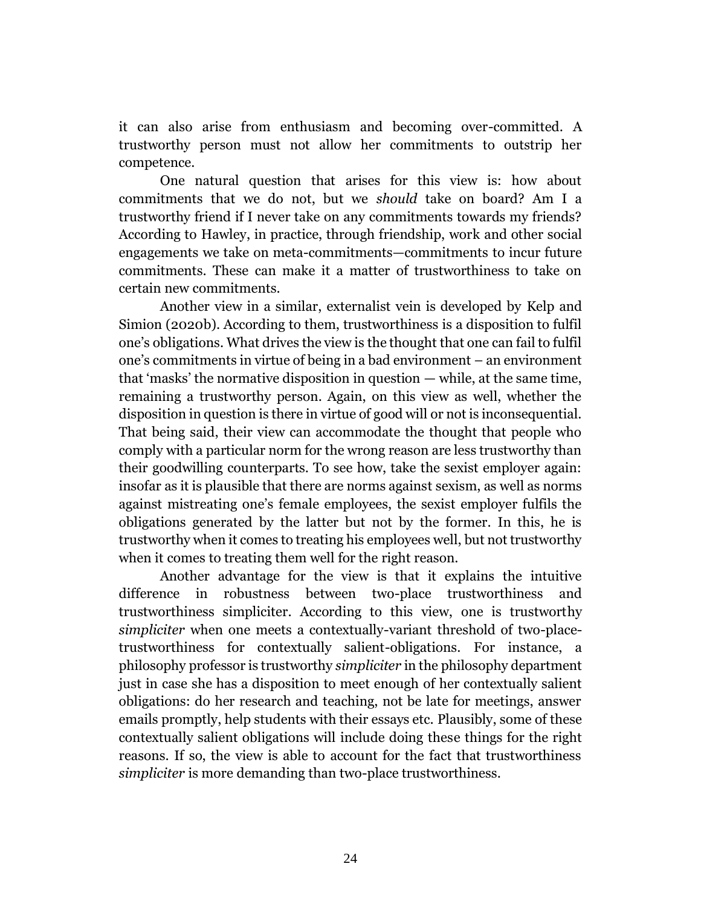it can also arise from enthusiasm and becoming over-committed. A trustworthy person must not allow her commitments to outstrip her competence.

One natural question that arises for this view is: how about commitments that we do not, but we *should* take on board? Am I a trustworthy friend if I never take on any commitments towards my friends? According to Hawley, in practice, through friendship, work and other social engagements we take on meta-commitments—commitments to incur future commitments. These can make it a matter of trustworthiness to take on certain new commitments.

Another view in a similar, externalist vein is developed by Kelp and Simion (2020b). According to them, trustworthiness is a disposition to fulfil one's obligations. What drives the view is the thought that one can fail to fulfil one's commitments in virtue of being in a bad environment – an environment that 'masks' the normative disposition in question — while, at the same time, remaining a trustworthy person. Again, on this view as well, whether the disposition in question is there in virtue of good will or not is inconsequential. That being said, their view can accommodate the thought that people who comply with a particular norm for the wrong reason are less trustworthy than their goodwilling counterparts. To see how, take the sexist employer again: insofar as it is plausible that there are norms against sexism, as well as norms against mistreating one's female employees, the sexist employer fulfils the obligations generated by the latter but not by the former. In this, he is trustworthy when it comes to treating his employees well, but not trustworthy when it comes to treating them well for the right reason.

Another advantage for the view is that it explains the intuitive difference in robustness between two-place trustworthiness and trustworthiness simpliciter. According to this view, one is trustworthy *simpliciter* when one meets a contextually-variant threshold of two-place-trustworthiness for contextually salient-obligations. For instance, a philosophy professor is trustworthy *simpliciter* in the philosophy department just in case she has a disposition to meet enough of her contextually salient obligations: do her research and teaching, not be late for meetings, answer emails promptly, help students with their essays etc. Plausibly, some of these contextually salient obligations will include doing these things for the right reasons. If so, the view is able to account for the fact that trustworthiness *simpliciter* is more demanding than two-place trustworthiness.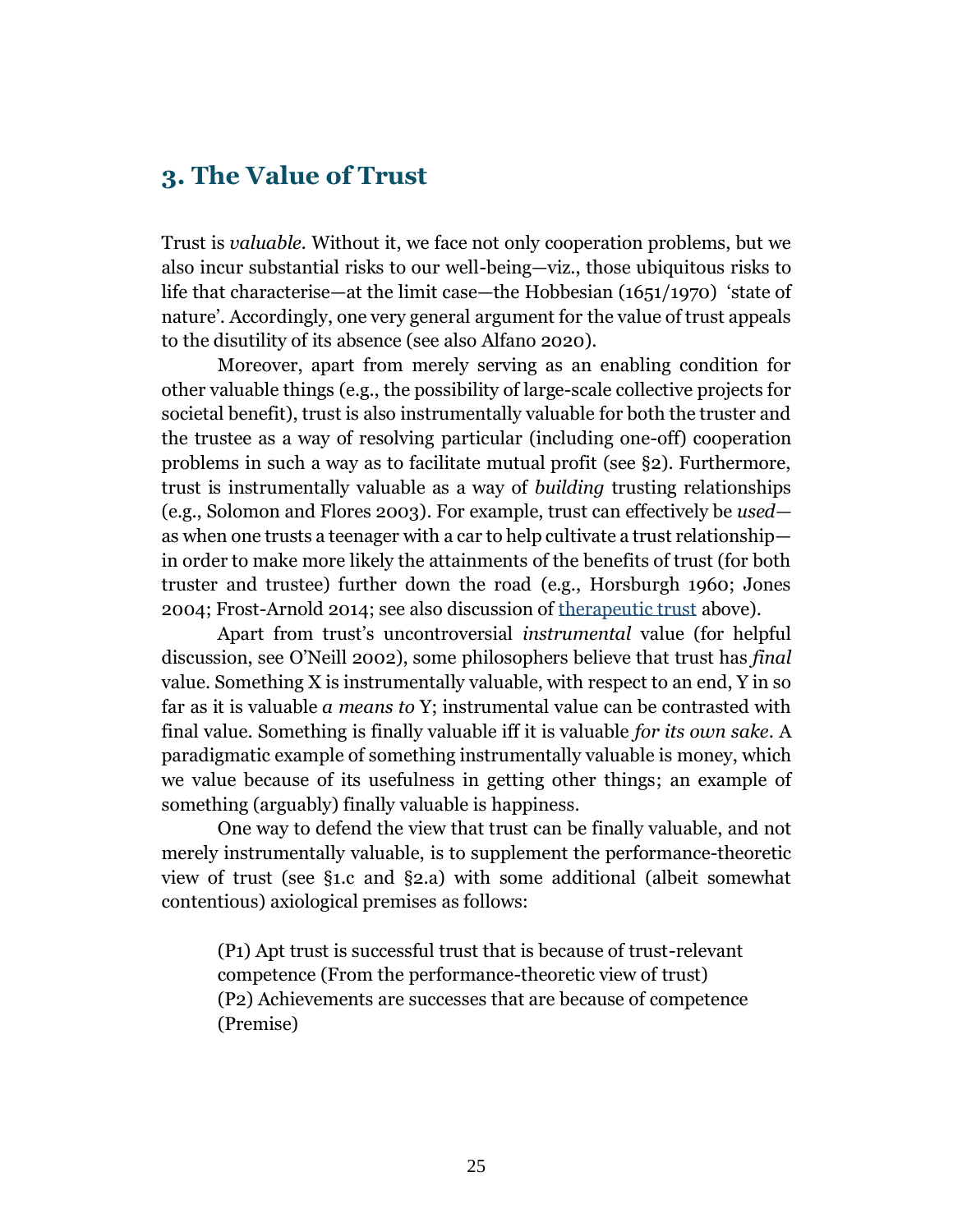## 3. The Value of Trust

Trust is *valuable*. Without it, we face not only cooperation problems, but we also incur substantial risks to our well-being—viz., those ubiquitous risks to life that characterise—at the limit case—the Hobbesian (1651/1970) 'state of nature'. Accordingly, one very general argument for the value of trust appeals to the disutility of its absence (see also Alfano 2020).

Moreover, apart from merely serving as an enabling condition for other valuable things (e.g., the possibility of large-scale collective projects for societal benefit), trust is also instrumentally valuable for both the truster and the trustee as a way of resolving particular (including one-off) cooperation problems in such a way as to facilitate mutual profit (see §2). Furthermore, trust is instrumentally valuable as a way of *building* trusting relationships (e.g., Solomon and Flores 2003). For example, trust can effectively be *used*—as when one trusts a teenager with a car to help cultivate a trust relationship—in order to make more likely the attainments of the benefits of trust (for both truster and trustee) further down the road (e.g., Horsburgh 1960; Jones 2004; Frost-Arnold 2014; see also discussion of therapeutic trust above).

Apart from trust's uncontroversial *instrumental* value (for helpful discussion, see O'Neill 2002), some philosophers believe that trust has *final* value. Something X is instrumentally valuable, with respect to an end, Y in so far as it is valuable *a means to* Y; instrumental value can be contrasted with final value. Something is finally valuable iff it is valuable *for its own sake*. A paradigmatic example of something instrumentally valuable is money, which we value because of its usefulness in getting other things; an example of something (arguably) finally valuable is happiness.

One way to defend the view that trust can be finally valuable, and not merely instrumentally valuable, is to supplement the performance-theoretic view of trust (see §1.c and §2.a) with some additional (albeit somewhat contentious) axiological premises as follows:

> (P1) Apt trust is successful trust that is because of trust-relevant competence (From the performance-theoretic view of trust)
> (P2) Achievements are successes that are because of competence (Premise)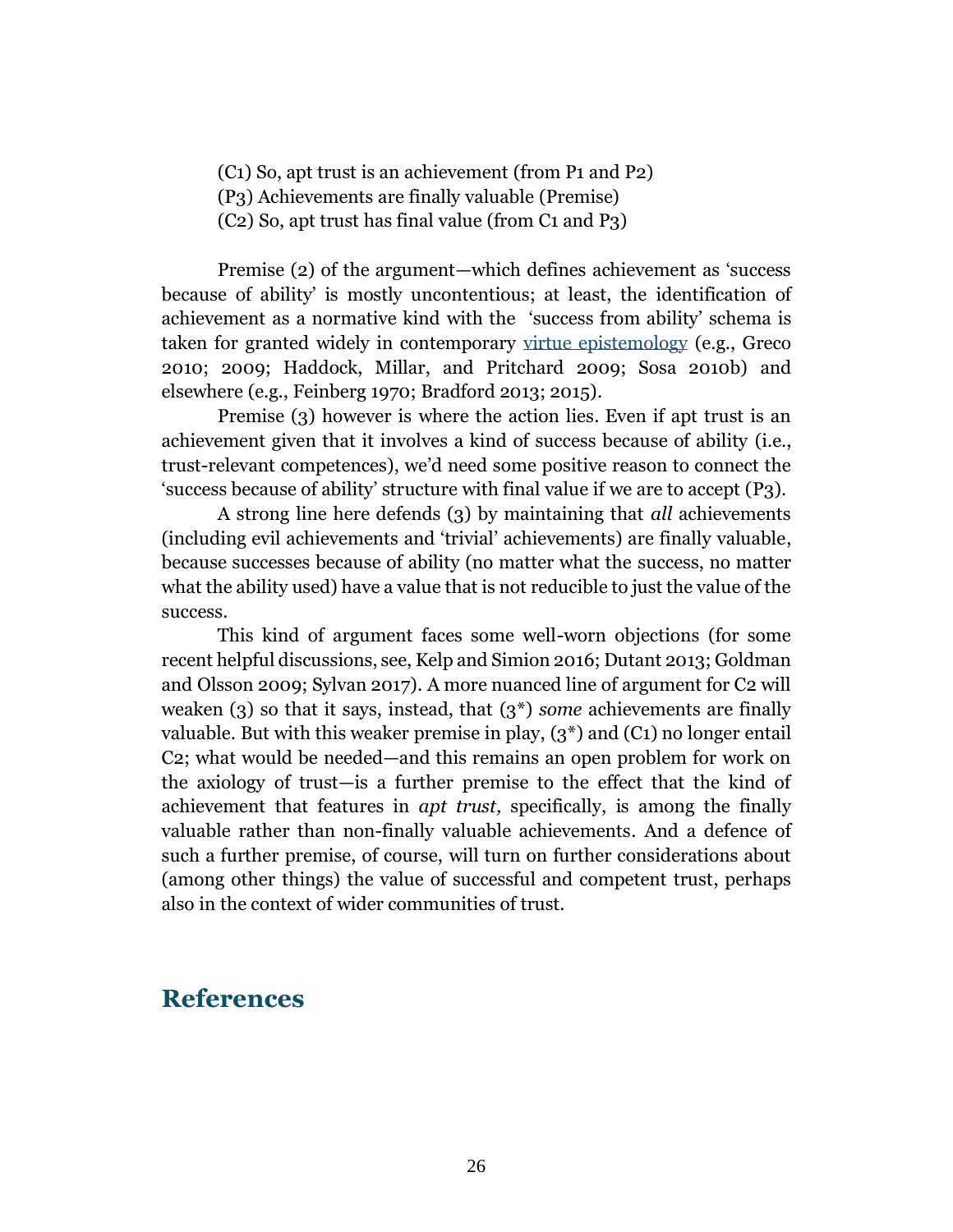(C1) So, apt trust is an achievement (from P1 and P2)
(P3) Achievements are finally valuable (Premise)
(C2) So, apt trust has final value (from C1 and P3)

Premise (2) of the argument—which defines achievement as 'success because of ability' is mostly uncontentious; at least, the identification of achievement as a normative kind with the 'success from ability' schema is taken for granted widely in contemporary virtue epistemology (e.g., Greco 2010; 2009; Haddock, Millar, and Pritchard 2009; Sosa 2010b) and elsewhere (e.g., Feinberg 1970; Bradford 2013; 2015).

Premise (3) however is where the action lies. Even if apt trust is an achievement given that it involves a kind of success because of ability (i.e., trust-relevant competences), we'd need some positive reason to connect the 'success because of ability' structure with final value if we are to accept (P3).

A strong line here defends (3) by maintaining that *all* achievements (including evil achievements and 'trivial' achievements) are finally valuable, because successes because of ability (no matter what the success, no matter what the ability used) have a value that is not reducible to just the value of the success.

This kind of argument faces some well-worn objections (for some recent helpful discussions, see, Kelp and Simion 2016; Dutant 2013; Goldman and Olsson 2009; Sylvan 2017). A more nuanced line of argument for C2 will weaken (3) so that it says, instead, that (3*) *some* achievements are finally valuable. But with this weaker premise in play, (3*) and (C1) no longer entail C2; what would be needed—and this remains an open problem for work on the axiology of trust—is a further premise to the effect that the kind of achievement that features in *apt trust,* specifically, is among the finally valuable rather than non-finally valuable achievements. And a defence of such a further premise, of course, will turn on further considerations about (among other things) the value of successful and competent trust, perhaps also in the context of wider communities of trust.

## References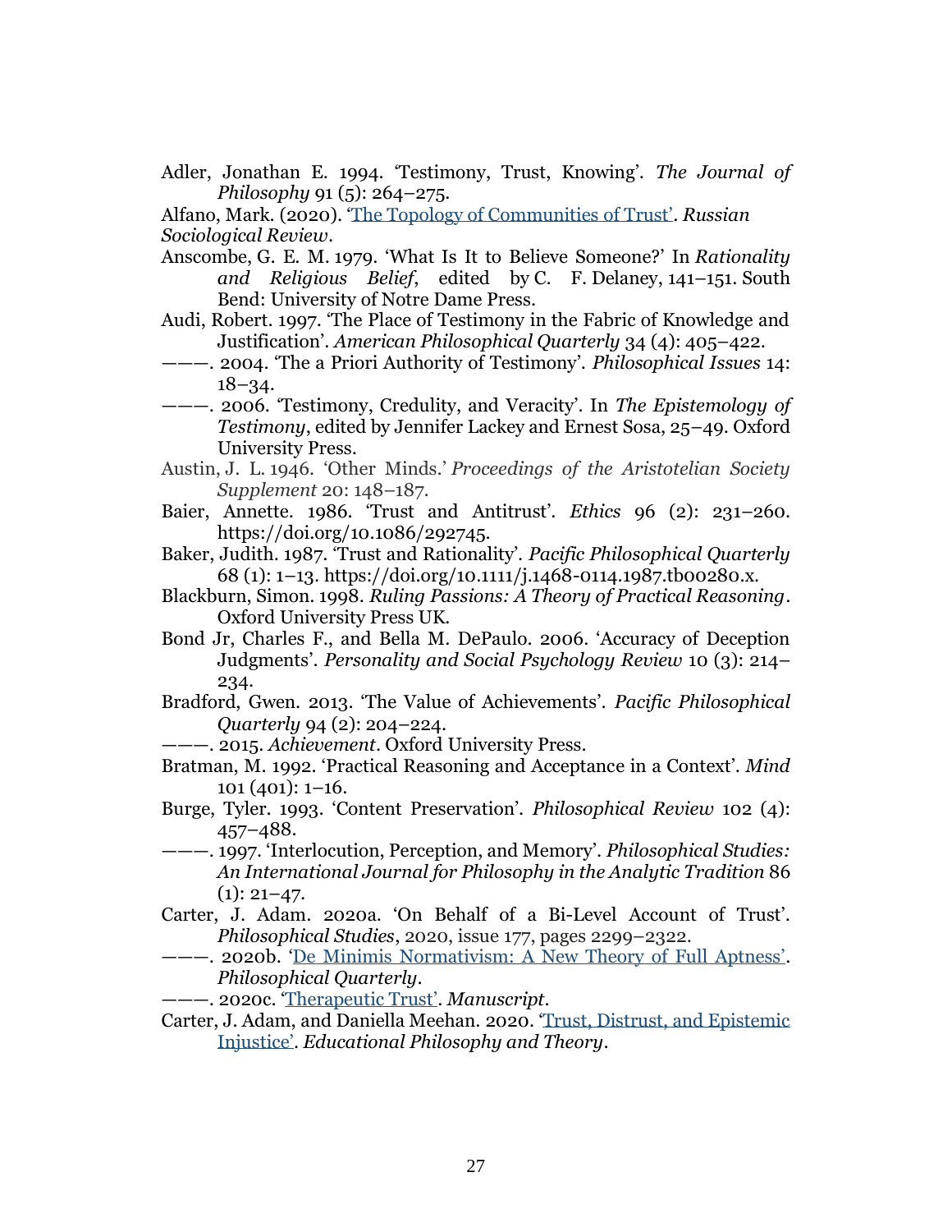Adler, Jonathan E. 1994. 'Testimony, Trust, Knowing'. *The Journal of Philosophy* 91 (5): 264–275.

Alfano, Mark. (2020). '[The Topology of Communities of Trust](#)'. *Russian Sociological Review*.

Anscombe, G. E. M. 1979. 'What Is It to Believe Someone?' In *Rationality and Religious Belief*, edited by C. F. Delaney, 141–151. South Bend: University of Notre Dame Press.

Audi, Robert. 1997. 'The Place of Testimony in the Fabric of Knowledge and Justification'. *American Philosophical Quarterly* 34 (4): 405–422.

———. 2004. 'The a Priori Authority of Testimony'. *Philosophical Issues* 14: 18–34.

———. 2006. 'Testimony, Credulity, and Veracity'. In *The Epistemology of Testimony*, edited by Jennifer Lackey and Ernest Sosa, 25–49. Oxford University Press.

Austin, J. L. 1946. 'Other Minds.' *Proceedings of the Aristotelian Society Supplement* 20: 148–187.

Baier, Annette. 1986. 'Trust and Antitrust'. *Ethics* 96 (2): 231–260. https://doi.org/10.1086/292745.

Baker, Judith. 1987. 'Trust and Rationality'. *Pacific Philosophical Quarterly* 68 (1): 1–13. https://doi.org/10.1111/j.1468-0114.1987.tb00280.x.

Blackburn, Simon. 1998. *Ruling Passions: A Theory of Practical Reasoning*. Oxford University Press UK.

Bond Jr, Charles F., and Bella M. DePaulo. 2006. 'Accuracy of Deception Judgments'. *Personality and Social Psychology Review* 10 (3): 214–234.

Bradford, Gwen. 2013. 'The Value of Achievements'. *Pacific Philosophical Quarterly* 94 (2): 204–224.

———. 2015. *Achievement*. Oxford University Press.

Bratman, M. 1992. 'Practical Reasoning and Acceptance in a Context'. *Mind* 101 (401): 1–16.

Burge, Tyler. 1993. 'Content Preservation'. *Philosophical Review* 102 (4): 457–488.

———. 1997. 'Interlocution, Perception, and Memory'. *Philosophical Studies: An International Journal for Philosophy in the Analytic Tradition* 86 (1): 21–47.

Carter, J. Adam. 2020a. 'On Behalf of a Bi-Level Account of Trust'. *Philosophical Studies*, 2020, issue 177, pages 2299–2322.

———. 2020b. '[De Minimis Normativism: A New Theory of Full Aptness](#)'. *Philosophical Quarterly*.

———. 2020c. '[Therapeutic Trust](#)'. *Manuscript*.

Carter, J. Adam, and Daniella Meehan. 2020. '[Trust, Distrust, and Epistemic Injustice](#)'. *Educational Philosophy and Theory*.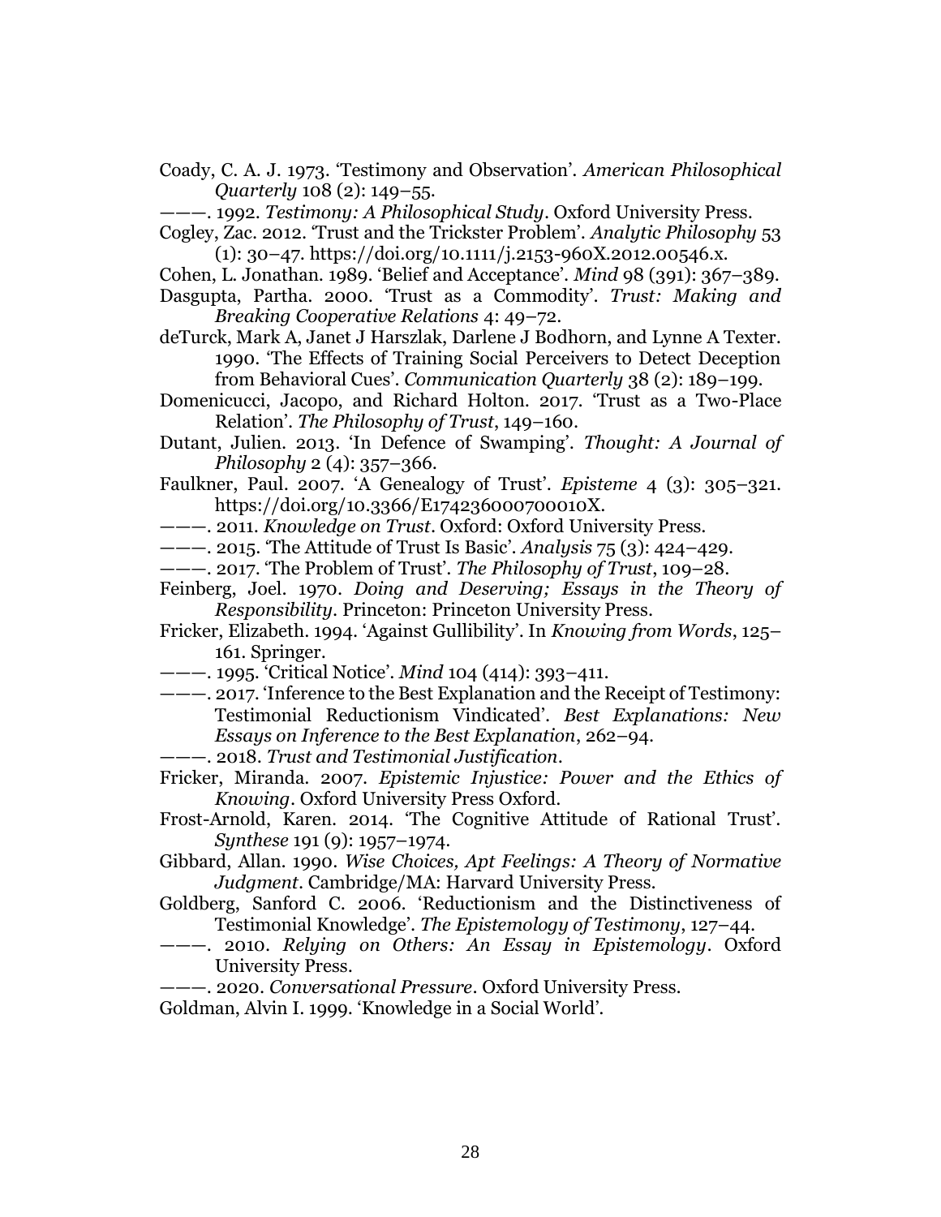Coady, C. A. J. 1973. 'Testimony and Observation'. *American Philosophical Quarterly* 108 (2): 149–55.

———. 1992. *Testimony: A Philosophical Study*. Oxford University Press.

Cogley, Zac. 2012. 'Trust and the Trickster Problem'. *Analytic Philosophy* 53 (1): 30–47. https://doi.org/10.1111/j.2153-960X.2012.00546.x.

Cohen, L. Jonathan. 1989. 'Belief and Acceptance'. *Mind* 98 (391): 367–389.

Dasgupta, Partha. 2000. 'Trust as a Commodity'. *Trust: Making and Breaking Cooperative Relations* 4: 49–72.

deTurck, Mark A, Janet J Harszlak, Darlene J Bodhorn, and Lynne A Texter. 1990. 'The Effects of Training Social Perceivers to Detect Deception from Behavioral Cues'. *Communication Quarterly* 38 (2): 189–199.

Domenicucci, Jacopo, and Richard Holton. 2017. 'Trust as a Two-Place Relation'. *The Philosophy of Trust*, 149–160.

Dutant, Julien. 2013. 'In Defence of Swamping'. *Thought: A Journal of Philosophy* 2 (4): 357–366.

Faulkner, Paul. 2007. 'A Genealogy of Trust'. *Episteme* 4 (3): 305–321. https://doi.org/10.3366/E174236000700010X.

———. 2011. *Knowledge on Trust*. Oxford: Oxford University Press.

———. 2015. 'The Attitude of Trust Is Basic'. *Analysis* 75 (3): 424–429.

———. 2017. 'The Problem of Trust'. *The Philosophy of Trust*, 109–28.

Feinberg, Joel. 1970. *Doing and Deserving; Essays in the Theory of Responsibility*. Princeton: Princeton University Press.

Fricker, Elizabeth. 1994. 'Against Gullibility'. In *Knowing from Words*, 125–161. Springer.

———. 1995. 'Critical Notice'. *Mind* 104 (414): 393–411.

———. 2017. 'Inference to the Best Explanation and the Receipt of Testimony: Testimonial Reductionism Vindicated'. *Best Explanations: New Essays on Inference to the Best Explanation*, 262–94.

———. 2018. *Trust and Testimonial Justification*.

Fricker, Miranda. 2007. *Epistemic Injustice: Power and the Ethics of Knowing*. Oxford University Press Oxford.

Frost-Arnold, Karen. 2014. 'The Cognitive Attitude of Rational Trust'. *Synthese* 191 (9): 1957–1974.

Gibbard, Allan. 1990. *Wise Choices, Apt Feelings: A Theory of Normative Judgment*. Cambridge/MA: Harvard University Press.

Goldberg, Sanford C. 2006. 'Reductionism and the Distinctiveness of Testimonial Knowledge'. *The Epistemology of Testimony*, 127–44.

———. 2010. *Relying on Others: An Essay in Epistemology*. Oxford University Press.

———. 2020. *Conversational Pressure*. Oxford University Press.

Goldman, Alvin I. 1999. 'Knowledge in a Social World'.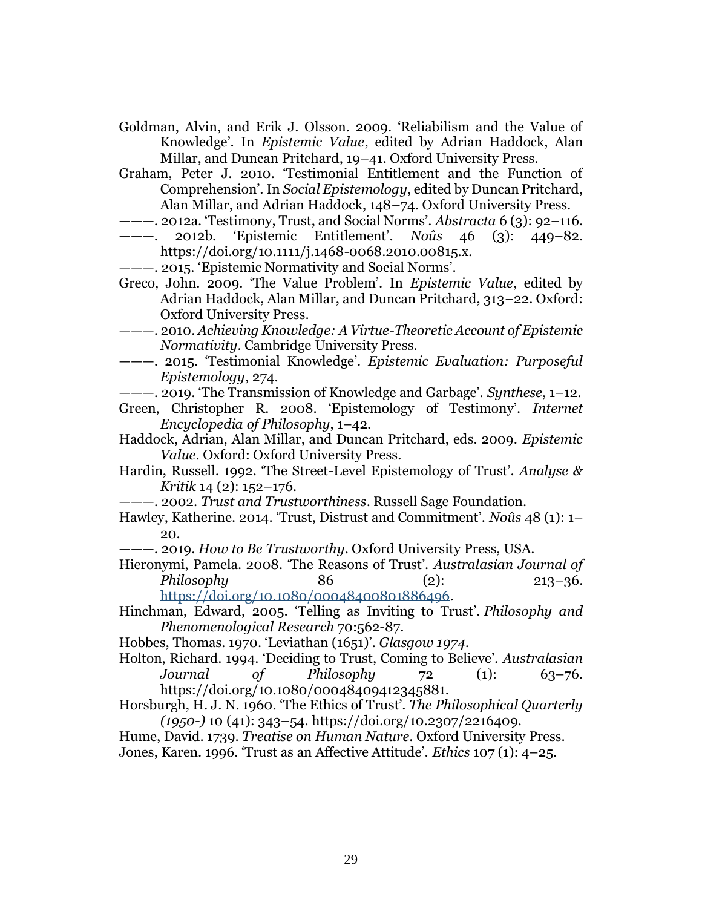Goldman, Alvin, and Erik J. Olsson. 2009. 'Reliabilism and the Value of Knowledge'. In *Epistemic Value*, edited by Adrian Haddock, Alan Millar, and Duncan Pritchard, 19–41. Oxford University Press.

Graham, Peter J. 2010. 'Testimonial Entitlement and the Function of Comprehension'. In *Social Epistemology*, edited by Duncan Pritchard, Alan Millar, and Adrian Haddock, 148–74. Oxford University Press.

———. 2012a. 'Testimony, Trust, and Social Norms'. *Abstracta* 6 (3): 92–116.

———. 2012b. 'Epistemic Entitlement'. *Noûs* 46 (3): 449–82. https://doi.org/10.1111/j.1468-0068.2010.00815.x.

———. 2015. 'Epistemic Normativity and Social Norms'.

Greco, John. 2009. 'The Value Problem'. In *Epistemic Value*, edited by Adrian Haddock, Alan Millar, and Duncan Pritchard, 313–22. Oxford: Oxford University Press.

———. 2010. *Achieving Knowledge: A Virtue-Theoretic Account of Epistemic Normativity*. Cambridge University Press.

———. 2015. 'Testimonial Knowledge'. *Epistemic Evaluation: Purposeful Epistemology*, 274.

———. 2019. 'The Transmission of Knowledge and Garbage'. *Synthese*, 1–12.

Green, Christopher R. 2008. 'Epistemology of Testimony'. *Internet Encyclopedia of Philosophy*, 1–42.

Haddock, Adrian, Alan Millar, and Duncan Pritchard, eds. 2009. *Epistemic Value*. Oxford: Oxford University Press.

Hardin, Russell. 1992. 'The Street-Level Epistemology of Trust'. *Analyse & Kritik* 14 (2): 152–176.

———. 2002. *Trust and Trustworthiness*. Russell Sage Foundation.

Hawley, Katherine. 2014. 'Trust, Distrust and Commitment'. *Noûs* 48 (1): 1–20.

———. 2019. *How to Be Trustworthy*. Oxford University Press, USA.

Hieronymi, Pamela. 2008. 'The Reasons of Trust'. *Australasian Journal of Philosophy* 86 (2): 213–36. https://doi.org/10.1080/00048400801886496.

Hinchman, Edward, 2005. 'Telling as Inviting to Trust'. *Philosophy and Phenomenological Research* 70:562-87.

Hobbes, Thomas. 1970. 'Leviathan (1651)'. *Glasgow 1974*.

Holton, Richard. 1994. 'Deciding to Trust, Coming to Believe'. *Australasian Journal of Philosophy* 72 (1): 63–76. https://doi.org/10.1080/00048409412345881.

Horsburgh, H. J. N. 1960. 'The Ethics of Trust'. *The Philosophical Quarterly (1950-)* 10 (41): 343–54. https://doi.org/10.2307/2216409.

Hume, David. 1739. *Treatise on Human Nature*. Oxford University Press.

Jones, Karen. 1996. 'Trust as an Affective Attitude'. *Ethics* 107 (1): 4–25.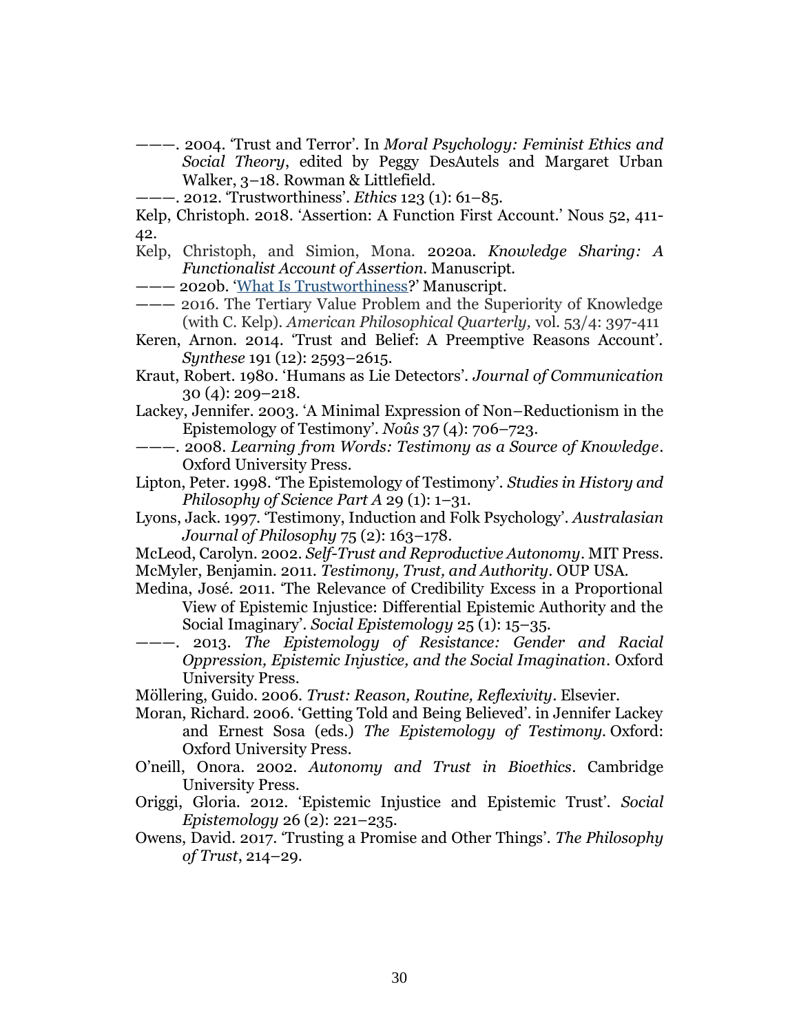———. 2004. 'Trust and Terror'. In *Moral Psychology: Feminist Ethics and Social Theory*, edited by Peggy DesAutels and Margaret Urban Walker, 3–18. Rowman & Littlefield.

———. 2012. 'Trustworthiness'. *Ethics* 123 (1): 61–85.

Kelp, Christoph. 2018. 'Assertion: A Function First Account.' Nous 52, 411-42.

Kelp, Christoph, and Simion, Mona. 2020a. *Knowledge Sharing: A Functionalist Account of Assertion*. Manuscript.

——— 2020b. 'What Is Trustworthiness?' Manuscript.

——— 2016. The Tertiary Value Problem and the Superiority of Knowledge (with C. Kelp). *American Philosophical Quarterly,* vol. 53/4: 397-411

Keren, Arnon. 2014. 'Trust and Belief: A Preemptive Reasons Account'. *Synthese* 191 (12): 2593–2615.

Kraut, Robert. 1980. 'Humans as Lie Detectors'. *Journal of Communication* 30 (4): 209–218.

Lackey, Jennifer. 2003. 'A Minimal Expression of Non–Reductionism in the Epistemology of Testimony'. *Noûs* 37 (4): 706–723.

———. 2008. *Learning from Words: Testimony as a Source of Knowledge*. Oxford University Press.

Lipton, Peter. 1998. 'The Epistemology of Testimony'. *Studies in History and Philosophy of Science Part A* 29 (1): 1–31.

Lyons, Jack. 1997. 'Testimony, Induction and Folk Psychology'. *Australasian Journal of Philosophy* 75 (2): 163–178.

McLeod, Carolyn. 2002. *Self-Trust and Reproductive Autonomy*. MIT Press.

McMyler, Benjamin. 2011. *Testimony, Trust, and Authority*. OUP USA.

Medina, José. 2011. 'The Relevance of Credibility Excess in a Proportional View of Epistemic Injustice: Differential Epistemic Authority and the Social Imaginary'. *Social Epistemology* 25 (1): 15–35.

———. 2013. *The Epistemology of Resistance: Gender and Racial Oppression, Epistemic Injustice, and the Social Imagination*. Oxford University Press.

Möllering, Guido. 2006. *Trust: Reason, Routine, Reflexivity*. Elsevier.

Moran, Richard. 2006. 'Getting Told and Being Believed'. in Jennifer Lackey and Ernest Sosa (eds.) *The Epistemology of Testimony*. Oxford: Oxford University Press.

O'neill, Onora. 2002. *Autonomy and Trust in Bioethics*. Cambridge University Press.

Origgi, Gloria. 2012. 'Epistemic Injustice and Epistemic Trust'. *Social Epistemology* 26 (2): 221–235.

Owens, David. 2017. 'Trusting a Promise and Other Things'. *The Philosophy of Trust*, 214–29.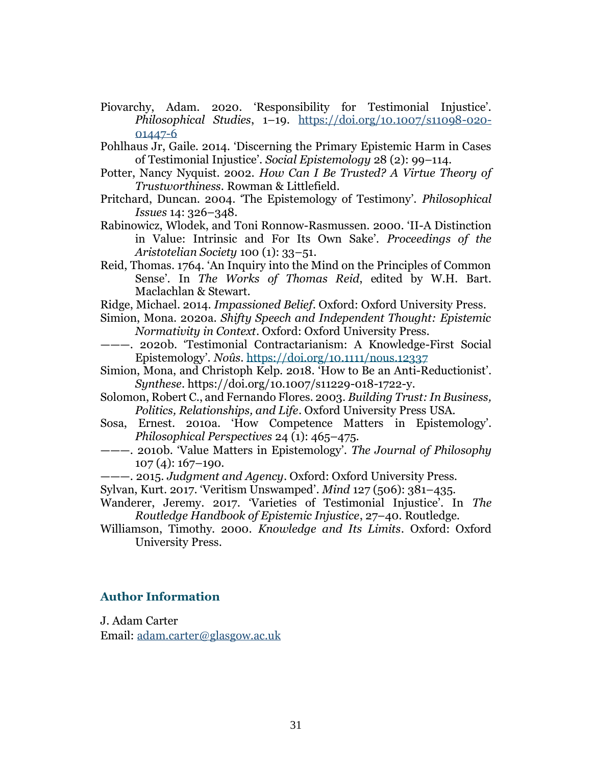Piovarchy, Adam. 2020. 'Responsibility for Testimonial Injustice'. *Philosophical Studies*, 1–19. https://doi.org/10.1007/s11098-020-01447-6

Pohlhaus Jr, Gaile. 2014. 'Discerning the Primary Epistemic Harm in Cases of Testimonial Injustice'. *Social Epistemology* 28 (2): 99–114.

Potter, Nancy Nyquist. 2002. *How Can I Be Trusted? A Virtue Theory of Trustworthiness*. Rowman & Littlefield.

Pritchard, Duncan. 2004. 'The Epistemology of Testimony'. *Philosophical Issues* 14: 326–348.

Rabinowicz, Wlodek, and Toni Ronnow-Rasmussen. 2000. 'II-A Distinction in Value: Intrinsic and For Its Own Sake'. *Proceedings of the Aristotelian Society* 100 (1): 33–51.

Reid, Thomas. 1764. 'An Inquiry into the Mind on the Principles of Common Sense'. In *The Works of Thomas Reid*, edited by W.H. Bart. Maclachlan & Stewart.

Ridge, Michael. 2014. *Impassioned Belief*. Oxford: Oxford University Press.

Simion, Mona. 2020a. *Shifty Speech and Independent Thought: Epistemic Normativity in Context*. Oxford: Oxford University Press.

———. 2020b. 'Testimonial Contractarianism: A Knowledge-First Social Epistemology'. *Noûs*. https://doi.org/10.1111/nous.12337

Simion, Mona, and Christoph Kelp. 2018. 'How to Be an Anti-Reductionist'. *Synthese*. https://doi.org/10.1007/s11229-018-1722-y.

Solomon, Robert C., and Fernando Flores. 2003. *Building Trust: In Business, Politics, Relationships, and Life*. Oxford University Press USA.

Sosa, Ernest. 2010a. 'How Competence Matters in Epistemology'. *Philosophical Perspectives* 24 (1): 465–475.

———. 2010b. 'Value Matters in Epistemology'. *The Journal of Philosophy* 107 (4): 167–190.

———. 2015. *Judgment and Agency*. Oxford: Oxford University Press.

Sylvan, Kurt. 2017. 'Veritism Unswamped'. *Mind* 127 (506): 381–435.

Wanderer, Jeremy. 2017. 'Varieties of Testimonial Injustice'. In *The Routledge Handbook of Epistemic Injustice*, 27–40. Routledge.

Williamson, Timothy. 2000. *Knowledge and Its Limits*. Oxford: Oxford University Press.

## Author Information

J. Adam Carter
Email: adam.carter@glasgow.ac.uk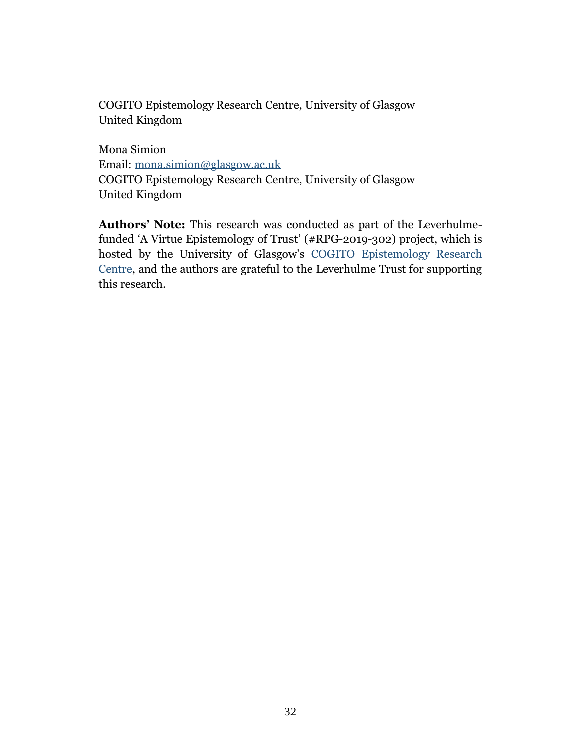COGITO Epistemology Research Centre, University of Glasgow
United Kingdom

Mona Simion
Email: mona.simion@glasgow.ac.uk
COGITO Epistemology Research Centre, University of Glasgow
United Kingdom

**Authors' Note:** This research was conducted as part of the Leverhulme-funded 'A Virtue Epistemology of Trust' (#RPG-2019-302) project, which is hosted by the University of Glasgow's COGITO Epistemology Research Centre, and the authors are grateful to the Leverhulme Trust for supporting this research.